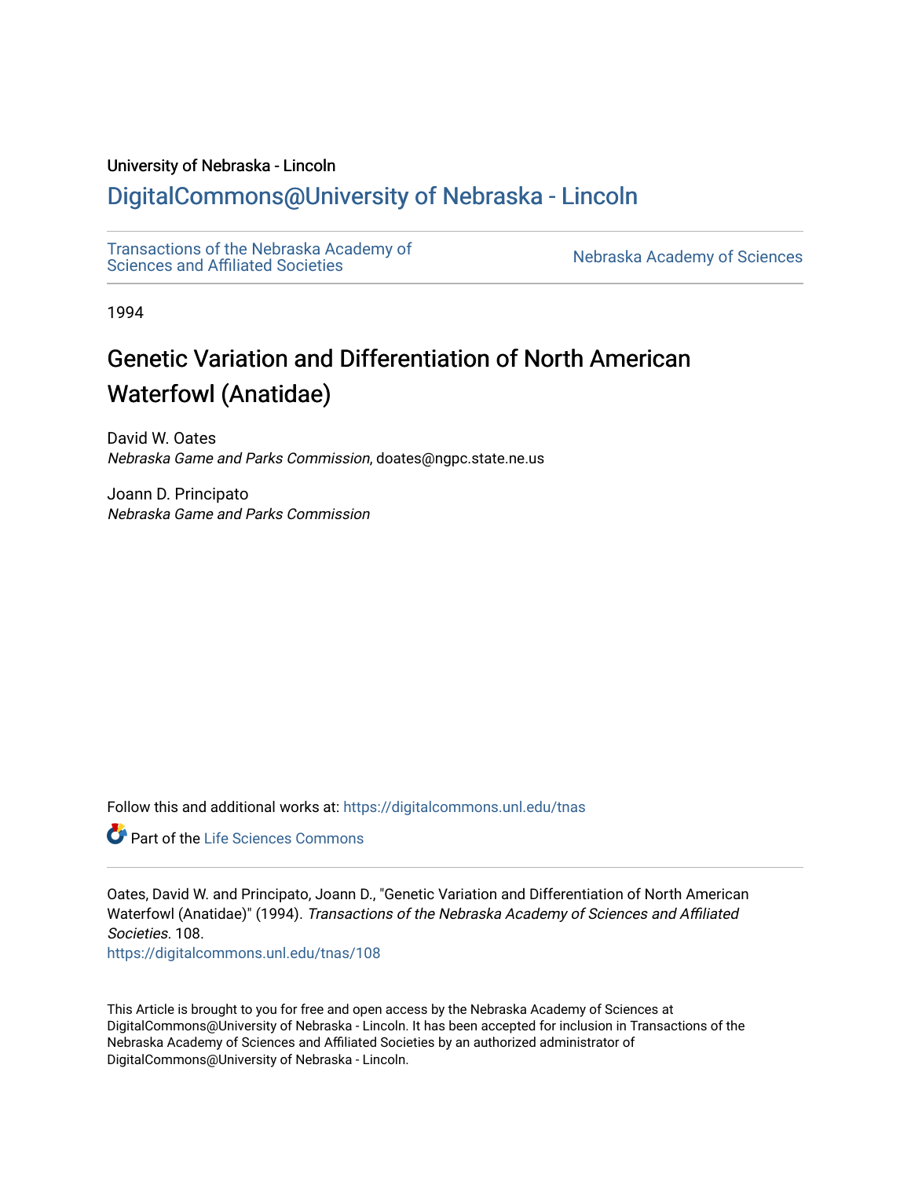University of Nebraska - Lincoln

## DigitalCommons@University of Nebraska - Lincoln

Transactions of the Nebraska Academy of Sciences and Affiliated Societies

Nebraska Academy of Sciences

1994

# Genetic Variation and Differentiation of North American Waterfowl (Anatidae)

David W. Oates
*Nebraska Game and Parks Commission*, doates@ngpc.state.ne.us

Joann D. Principato
*Nebraska Game and Parks Commission*

Follow this and additional works at: https://digitalcommons.unl.edu/tnas

Part of the Life Sciences Commons

Oates, David W. and Principato, Joann D., "Genetic Variation and Differentiation of North American Waterfowl (Anatidae)" (1994). *Transactions of the Nebraska Academy of Sciences and Affiliated Societies*. 108.
https://digitalcommons.unl.edu/tnas/108

This Article is brought to you for free and open access by the Nebraska Academy of Sciences at DigitalCommons@University of Nebraska - Lincoln. It has been accepted for inclusion in Transactions of the Nebraska Academy of Sciences and Affiliated Societies by an authorized administrator of DigitalCommons@University of Nebraska - Lincoln.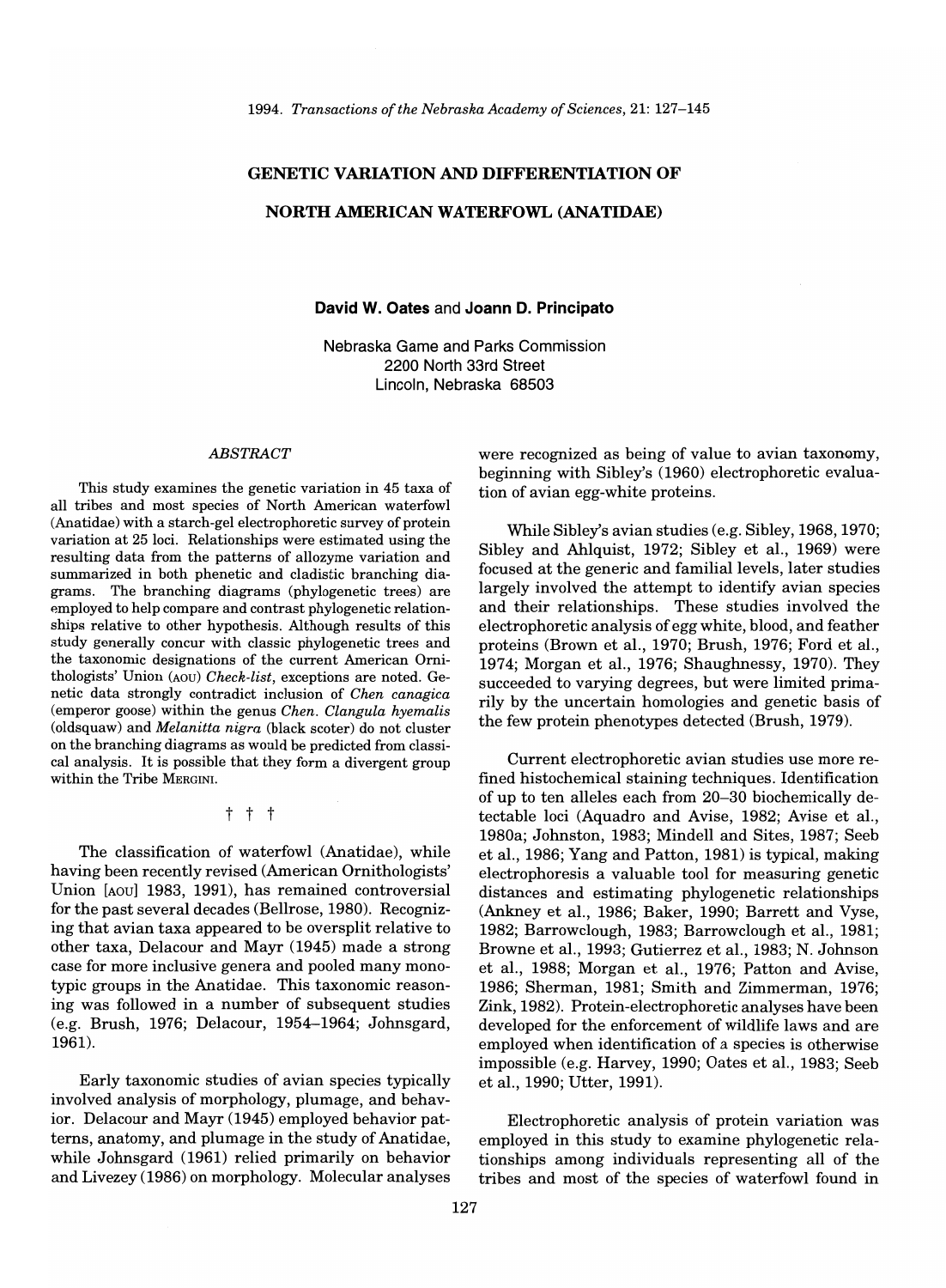# GENETIC VARIATION AND DIFFERENTIATION OF NORTH AMERICAN WATERFOWL (ANATIDAE)

**David W. Oates** and **Joann D. Principato**

Nebraska Game and Parks Commission
2200 North 33rd Street
Lincoln, Nebraska 68503

### *ABSTRACT*

This study examines the genetic variation in 45 taxa of all tribes and most species of North American waterfowl (Anatidae) with a starch-gel electrophoretic survey of protein variation at 25 loci. Relationships were estimated using the resulting data from the patterns of allozyme variation and summarized in both phenetic and cladistic branching diagrams. The branching diagrams (phylogenetic trees) are employed to help compare and contrast phylogenetic relationships relative to other hypothesis. Although results of this study generally concur with classic phylogenetic trees and the taxonomic designations of the current American Ornithologists' Union (AOU) *Check-list*, exceptions are noted. Genetic data strongly contradict inclusion of *Chen canagica* (emperor goose) within the genus *Chen*. *Clangula hyemalis* (oldsquaw) and *Melanitta nigra* (black scoter) do not cluster on the branching diagrams as would be predicted from classical analysis. It is possible that they form a divergent group within the Tribe MERGINI.

† † †

The classification of waterfowl (Anatidae), while having been recently revised (American Ornithologists' Union [AOU] 1983, 1991), has remained controversial for the past several decades (Bellrose, 1980). Recognizing that avian taxa appeared to be oversplit relative to other taxa, Delacour and Mayr (1945) made a strong case for more inclusive genera and pooled many monotypic groups in the Anatidae. This taxonomic reasoning was followed in a number of subsequent studies (e.g. Brush, 1976; Delacour, 1954–1964; Johnsgard, 1961).

Early taxonomic studies of avian species typically involved analysis of morphology, plumage, and behavior. Delacour and Mayr (1945) employed behavior patterns, anatomy, and plumage in the study of Anatidae, while Johnsgard (1961) relied primarily on behavior and Livezey (1986) on morphology. Molecular analyses were recognized as being of value to avian taxonomy, beginning with Sibley's (1960) electrophoretic evaluation of avian egg-white proteins.

While Sibley's avian studies (e.g. Sibley, 1968, 1970; Sibley and Ahlquist, 1972; Sibley et al., 1969) were focused at the generic and familial levels, later studies largely involved the attempt to identify avian species and their relationships. These studies involved the electrophoretic analysis of egg white, blood, and feather proteins (Brown et al., 1970; Brush, 1976; Ford et al., 1974; Morgan et al., 1976; Shaughnessy, 1970). They succeeded to varying degrees, but were limited primarily by the uncertain homologies and genetic basis of the few protein phenotypes detected (Brush, 1979).

Current electrophoretic avian studies use more refined histochemical staining techniques. Identification of up to ten alleles each from 20–30 biochemically detectable loci (Aquadro and Avise, 1982; Avise et al., 1980a; Johnston, 1983; Mindell and Sites, 1987; Seeb et al., 1986; Yang and Patton, 1981) is typical, making electrophoresis a valuable tool for measuring genetic distances and estimating phylogenetic relationships (Ankney et al., 1986; Baker, 1990; Barrett and Vyse, 1982; Barrowclough, 1983; Barrowclough et al., 1981; Browne et al., 1993; Gutierrez et al., 1983; N. Johnson et al., 1988; Morgan et al., 1976; Patton and Avise, 1986; Sherman, 1981; Smith and Zimmerman, 1976; Zink, 1982). Protein-electrophoretic analyses have been developed for the enforcement of wildlife laws and are employed when identification of a species is otherwise impossible (e.g. Harvey, 1990; Oates et al., 1983; Seeb et al., 1990; Utter, 1991).

Electrophoretic analysis of protein variation was employed in this study to examine phylogenetic relationships among individuals representing all of the tribes and most of the species of waterfowl found in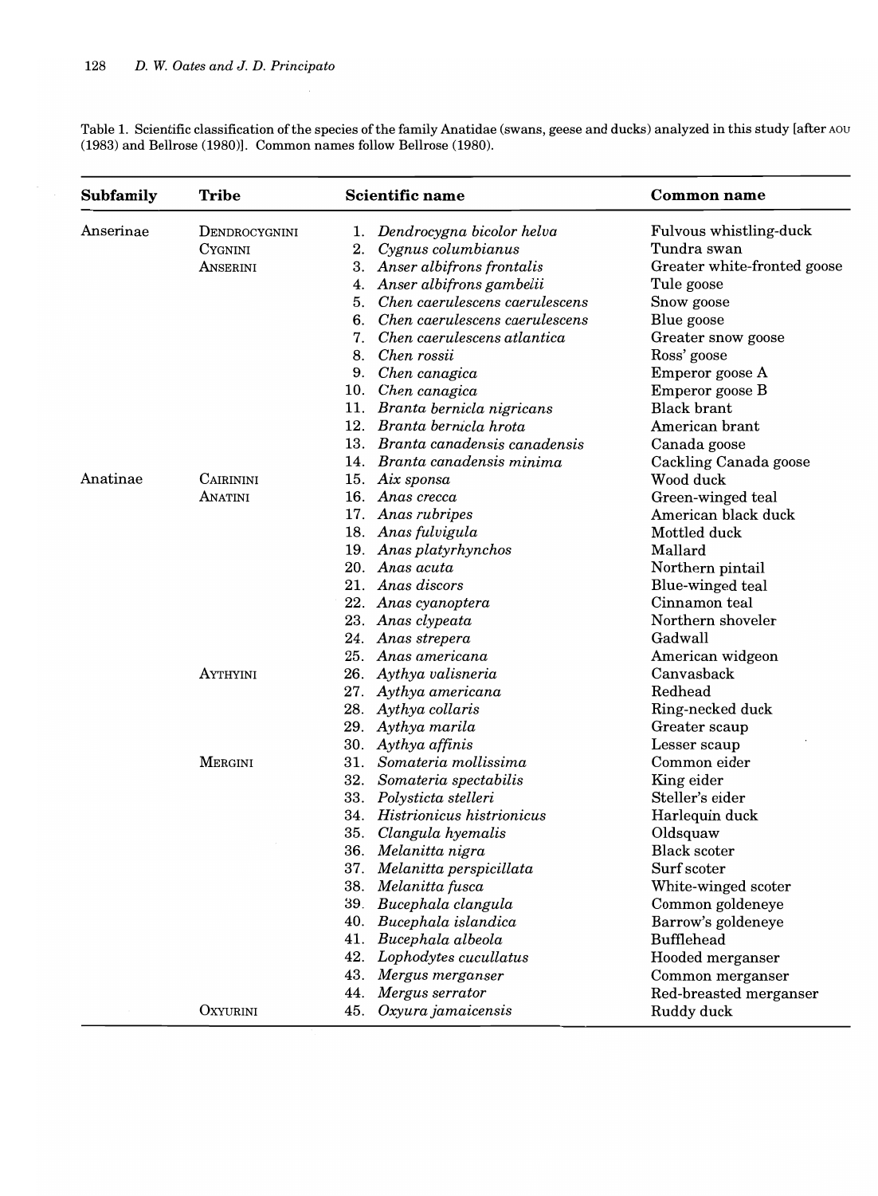Table 1. Scientific classification of the species of the family Anatidae (swans, geese and ducks) analyzed in this study [after AOU (1983) and Bellrose (1980)]. Common names follow Bellrose (1980).

| Subfamily | Tribe | Scientific name | Common name |
|---|---|---|---|
| Anserinae | DENDROCYGNINI | 1. *Dendrocygna bicolor helva* | Fulvous whistling-duck |
| | CYGNINI | 2. *Cygnus columbianus* | Tundra swan |
| | ANSERINI | 3. *Anser albifrons frontalis* | Greater white-fronted goose |
| | | 4. *Anser albifrons gambelii* | Tule goose |
| | | 5. *Chen caerulescens caerulescens* | Snow goose |
| | | 6. *Chen caerulescens caerulescens* | Blue goose |
| | | 7. *Chen caerulescens atlantica* | Greater snow goose |
| | | 8. *Chen rossii* | Ross' goose |
| | | 9. *Chen canagica* | Emperor goose A |
| | | 10. *Chen canagica* | Emperor goose B |
| | | 11. *Branta bernicla nigricans* | Black brant |
| | | 12. *Branta bernicla hrota* | American brant |
| | | 13. *Branta canadensis canadensis* | Canada goose |
| | | 14. *Branta canadensis minima* | Cackling Canada goose |
| Anatinae | CAIRININI | 15. *Aix sponsa* | Wood duck |
| | ANATINI | 16. *Anas crecca* | Green-winged teal |
| | | 17. *Anas rubripes* | American black duck |
| | | 18. *Anas fulvigula* | Mottled duck |
| | | 19. *Anas platyrhynchos* | Mallard |
| | | 20. *Anas acuta* | Northern pintail |
| | | 21. *Anas discors* | Blue-winged teal |
| | | 22. *Anas cyanoptera* | Cinnamon teal |
| | | 23. *Anas clypeata* | Northern shoveler |
| | | 24. *Anas strepera* | Gadwall |
| | | 25. *Anas americana* | American widgeon |
| | AYTHYINI | 26. *Aythya valisneria* | Canvasback |
| | | 27. *Aythya americana* | Redhead |
| | | 28. *Aythya collaris* | Ring-necked duck |
| | | 29. *Aythya marila* | Greater scaup |
| | | 30. *Aythya affinis* | Lesser scaup |
| | MERGINI | 31. *Somateria mollissima* | Common eider |
| | | 32. *Somateria spectabilis* | King eider |
| | | 33. *Polysticta stelleri* | Steller's eider |
| | | 34. *Histrionicus histrionicus* | Harlequin duck |
| | | 35. *Clangula hyemalis* | Oldsquaw |
| | | 36. *Melanitta nigra* | Black scoter |
| | | 37. *Melanitta perspicillata* | Surf scoter |
| | | 38. *Melanitta fusca* | White-winged scoter |
| | | 39. *Bucephala clangula* | Common goldeneye |
| | | 40. *Bucephala islandica* | Barrow's goldeneye |
| | | 41. *Bucephala albeola* | Bufflehead |
| | | 42. *Lophodytes cucullatus* | Hooded merganser |
| | | 43. *Mergus merganser* | Common merganser |
| | | 44. *Mergus serrator* | Red-breasted merganser |
| | OXYURINI | 45. *Oxyura jamaicensis* | Ruddy duck |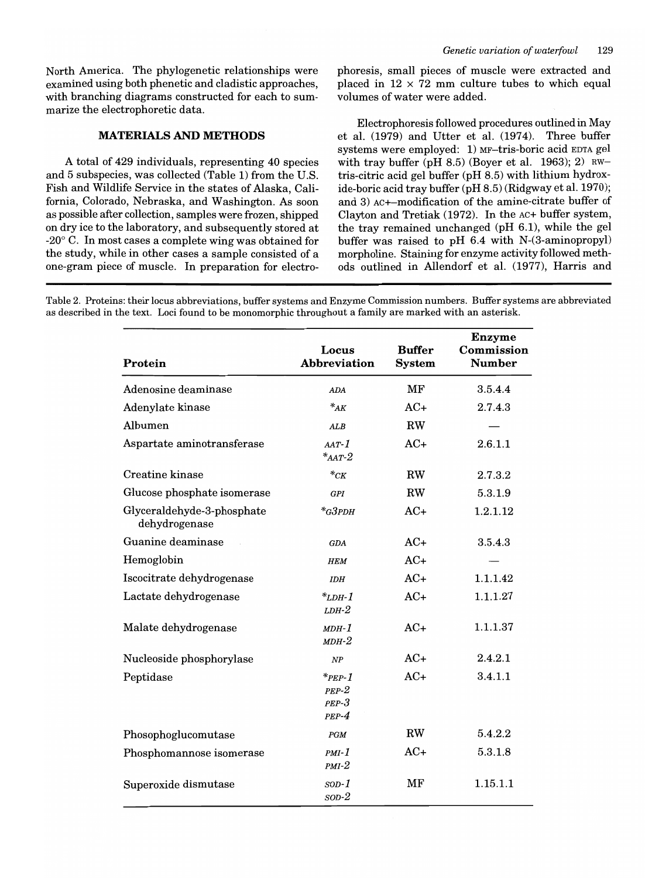North America. The phylogenetic relationships were examined using both phenetic and cladistic approaches, with branching diagrams constructed for each to summarize the electrophoretic data.

## MATERIALS AND METHODS

A total of 429 individuals, representing 40 species and 5 subspecies, was collected (Table 1) from the U.S. Fish and Wildlife Service in the states of Alaska, California, Colorado, Nebraska, and Washington. As soon as possible after collection, samples were frozen, shipped on dry ice to the laboratory, and subsequently stored at -20° C. In most cases a complete wing was obtained for the study, while in other cases a sample consisted of a one-gram piece of muscle. In preparation for electrophoresis, small pieces of muscle were extracted and placed in 12 × 72 mm culture tubes to which equal volumes of water were added.

Electrophoresis followed procedures outlined in May et al. (1979) and Utter et al. (1974). Three buffer systems were employed: 1) MF–tris-boric acid EDTA gel with tray buffer (pH 8.5) (Boyer et al. 1963); 2) RW–tris-citric acid gel buffer (pH 8.5) with lithium hydroxide-boric acid tray buffer (pH 8.5) (Ridgway et al. 1970); and 3) AC+–modification of the amine-citrate buffer of Clayton and Tretiak (1972). In the AC+ buffer system, the tray remained unchanged (pH 6.1), while the gel buffer was raised to pH 6.4 with N-(3-aminopropyl) morpholine. Staining for enzyme activity followed methods outlined in Allendorf et al. (1977), Harris and

Table 2. Proteins: their locus abbreviations, buffer systems and Enzyme Commission numbers. Buffer systems are abbreviated as described in the text. Loci found to be monomorphic throughout a family are marked with an asterisk.

| Protein | Locus Abbreviation | Buffer System | Enzyme Commission Number |
|---|---|---|---|
| Adenosine deaminase | ADA | MF | 3.5.4.4 |
| Adenylate kinase | *AK | AC+ | 2.7.4.3 |
| Albumen | ALB | RW | — |
| Aspartate aminotransferase | AAT-1<br>*AAT-2 | AC+ | 2.6.1.1 |
| Creatine kinase | *CK | RW | 2.7.3.2 |
| Glucose phosphate isomerase | GPI | RW | 5.3.1.9 |
| Glyceraldehyde-3-phosphate dehydrogenase | *G3PDH | AC+ | 1.2.1.12 |
| Guanine deaminase | GDA | AC+ | 3.5.4.3 |
| Hemoglobin | HEM | AC+ | — |
| Iscocitrate dehydrogenase | IDH | AC+ | 1.1.1.42 |
| Lactate dehydrogenase | *LDH-1<br>LDH-2 | AC+ | 1.1.1.27 |
| Malate dehydrogenase | MDH-1<br>MDH-2 | AC+ | 1.1.1.37 |
| Nucleoside phosphorylase | NP | AC+ | 2.4.2.1 |
| Peptidase | *PEP-1<br>PEP-2<br>PEP-3<br>PEP-4 | AC+ | 3.4.1.1 |
| Phosophoglucomutase | PGM | RW | 5.4.2.2 |
| Phosphomannose isomerase | PMI-1<br>PMI-2 | AC+ | 5.3.1.8 |
| Superoxide dismutase | SOD-1<br>SOD-2 | MF | 1.15.1.1 |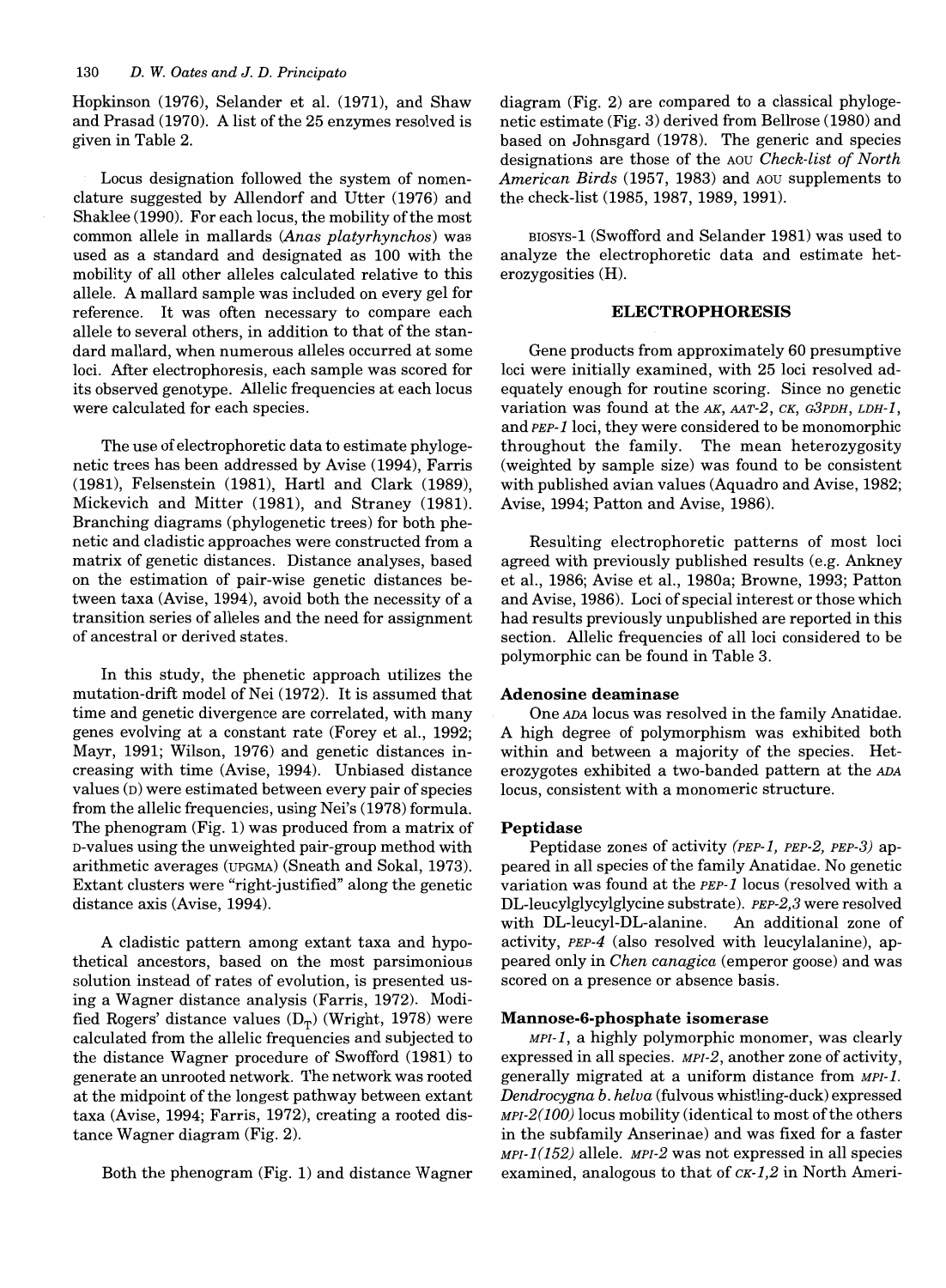Hopkinson (1976), Selander et al. (1971), and Shaw and Prasad (1970). A list of the 25 enzymes resolved is given in Table 2.

Locus designation followed the system of nomenclature suggested by Allendorf and Utter (1976) and Shaklee (1990). For each locus, the mobility of the most common allele in mallards (*Anas platyrhynchos*) was used as a standard and designated as 100 with the mobility of all other alleles calculated relative to this allele. A mallard sample was included on every gel for reference. It was often necessary to compare each allele to several others, in addition to that of the standard mallard, when numerous alleles occurred at some loci. After electrophoresis, each sample was scored for its observed genotype. Allelic frequencies at each locus were calculated for each species.

The use of electrophoretic data to estimate phylogenetic trees has been addressed by Avise (1994), Farris (1981), Felsenstein (1981), Hartl and Clark (1989), Mickevich and Mitter (1981), and Straney (1981). Branching diagrams (phylogenetic trees) for both phenetic and cladistic approaches were constructed from a matrix of genetic distances. Distance analyses, based on the estimation of pair-wise genetic distances between taxa (Avise, 1994), avoid both the necessity of a transition series of alleles and the need for assignment of ancestral or derived states.

In this study, the phenetic approach utilizes the mutation-drift model of Nei (1972). It is assumed that time and genetic divergence are correlated, with many genes evolving at a constant rate (Forey et al., 1992; Mayr, 1991; Wilson, 1976) and genetic distances increasing with time (Avise, 1994). Unbiased distance values (D) were estimated between every pair of species from the allelic frequencies, using Nei's (1978) formula. The phenogram (Fig. 1) was produced from a matrix of D-values using the unweighted pair-group method with arithmetic averages (UPGMA) (Sneath and Sokal, 1973). Extant clusters were "right-justified" along the genetic distance axis (Avise, 1994).

A cladistic pattern among extant taxa and hypothetical ancestors, based on the most parsimonious solution instead of rates of evolution, is presented using a Wagner distance analysis (Farris, 1972). Modified Rogers' distance values ($D_T$) (Wright, 1978) were calculated from the allelic frequencies and subjected to the distance Wagner procedure of Swofford (1981) to generate an unrooted network. The network was rooted at the midpoint of the longest pathway between extant taxa (Avise, 1994; Farris, 1972), creating a rooted distance Wagner diagram (Fig. 2).

Both the phenogram (Fig. 1) and distance Wagner diagram (Fig. 2) are compared to a classical phylogenetic estimate (Fig. 3) derived from Bellrose (1980) and based on Johnsgard (1978). The generic and species designations are those of the AOU *Check-list of North American Birds* (1957, 1983) and AOU supplements to the check-list (1985, 1987, 1989, 1991).

BIOSYS-1 (Swofford and Selander 1981) was used to analyze the electrophoretic data and estimate heterozygosities (H).

## ELECTROPHORESIS

Gene products from approximately 60 presumptive loci were initially examined, with 25 loci resolved adequately enough for routine scoring. Since no genetic variation was found at the *AK*, *AAT-2*, *CK*, *G3PDH*, *LDH-1*, and *PEP-1* loci, they were considered to be monomorphic throughout the family. The mean heterozygosity (weighted by sample size) was found to be consistent with published avian values (Aquadro and Avise, 1982; Avise, 1994; Patton and Avise, 1986).

Resulting electrophoretic patterns of most loci agreed with previously published results (e.g. Ankney et al., 1986; Avise et al., 1980a; Browne, 1993; Patton and Avise, 1986). Loci of special interest or those which had results previously unpublished are reported in this section. Allelic frequencies of all loci considered to be polymorphic can be found in Table 3.

### Adenosine deaminase

One *ADA* locus was resolved in the family Anatidae. A high degree of polymorphism was exhibited both within and between a majority of the species. Heterozygotes exhibited a two-banded pattern at the *ADA* locus, consistent with a monomeric structure.

### Peptidase

Peptidase zones of activity (*PEP-1, PEP-2, PEP-3*) appeared in all species of the family Anatidae. No genetic variation was found at the *PEP-1* locus (resolved with a DL-leucylglycylglycine substrate). *PEP-2,3* were resolved with DL-leucyl-DL-alanine. An additional zone of activity, *PEP-4* (also resolved with leucylalanine), appeared only in *Chen canagica* (emperor goose) and was scored on a presence or absence basis.

### Mannose-6-phosphate isomerase

*MPI-1*, a highly polymorphic monomer, was clearly expressed in all species. *MPI-2*, another zone of activity, generally migrated at a uniform distance from *MPI-1*. *Dendrocygna b. helva* (fulvous whistling-duck) expressed *MPI-2(100)* locus mobility (identical to most of the others in the subfamily Anserinae) and was fixed for a faster *MPI-1(152)* allele. *MPI-2* was not expressed in all species examined, analogous to that of *CK-1,2* in North Ameri-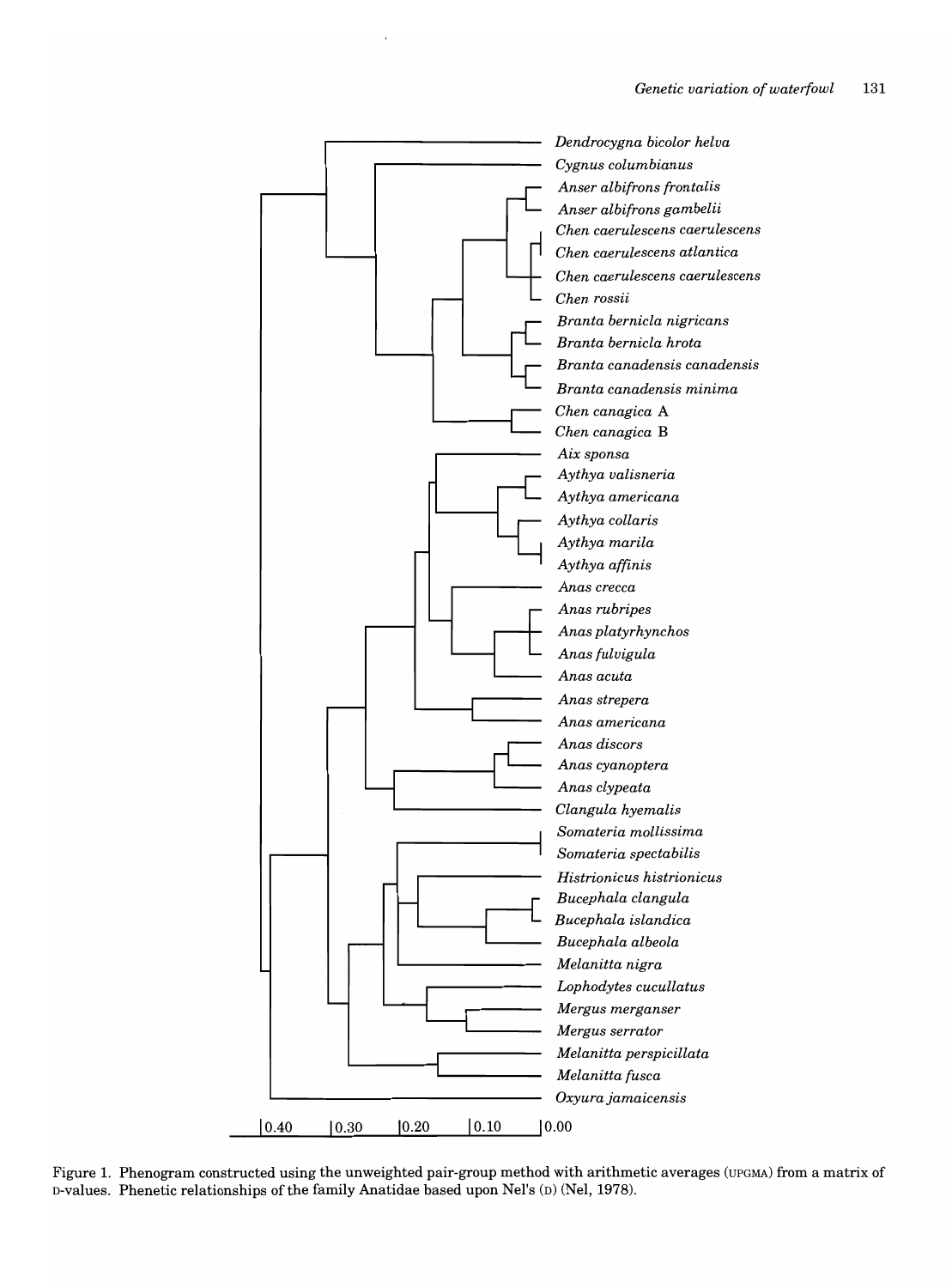Dendrocygna bicolor helva

Cygnus columbianus

Anser albifrons frontalis

Anser albifrons gambelii

Chen caerulescens caerulescens

Chen caerulescens atlantica

Chen caerulescens caerulescens

Chen rossii

Branta bernicla nigricans

Branta bernicla hrota

Branta canadensis canadensis

Branta canadensis minima

Chen canagica A

Chen canagica B

Aix sponsa

Aythya valisneria

Aythya americana

Aythya collaris

Aythya marila

Aythya affinis

Anas crecca

Anas rubripes

Anas platyrhynchos

Anas fulvigula

Anas acuta

Anas strepera

Anas americana

Anas discors

Anas cyanoptera

Anas clypeata

Clangula hyemalis

Somateria mollissima

Somateria spectabilis

Histrionicus histrionicus

Bucephala clangula

Bucephala islandica

Bucephala albeola

Melanitta nigra

Lophodytes cucullatus

Mergus merganser

Mergus serrator

Melanitta perspicillata

Melanitta fusca

Oxyura jamaicensis

0.40 0.30 0.20 0.10 0.00

Figure 1. Phenogram constructed using the unweighted pair-group method with arithmetic averages (UPGMA) from a matrix of D-values. Phenetic relationships of the family Anatidae based upon Nel's (D) (Nel, 1978).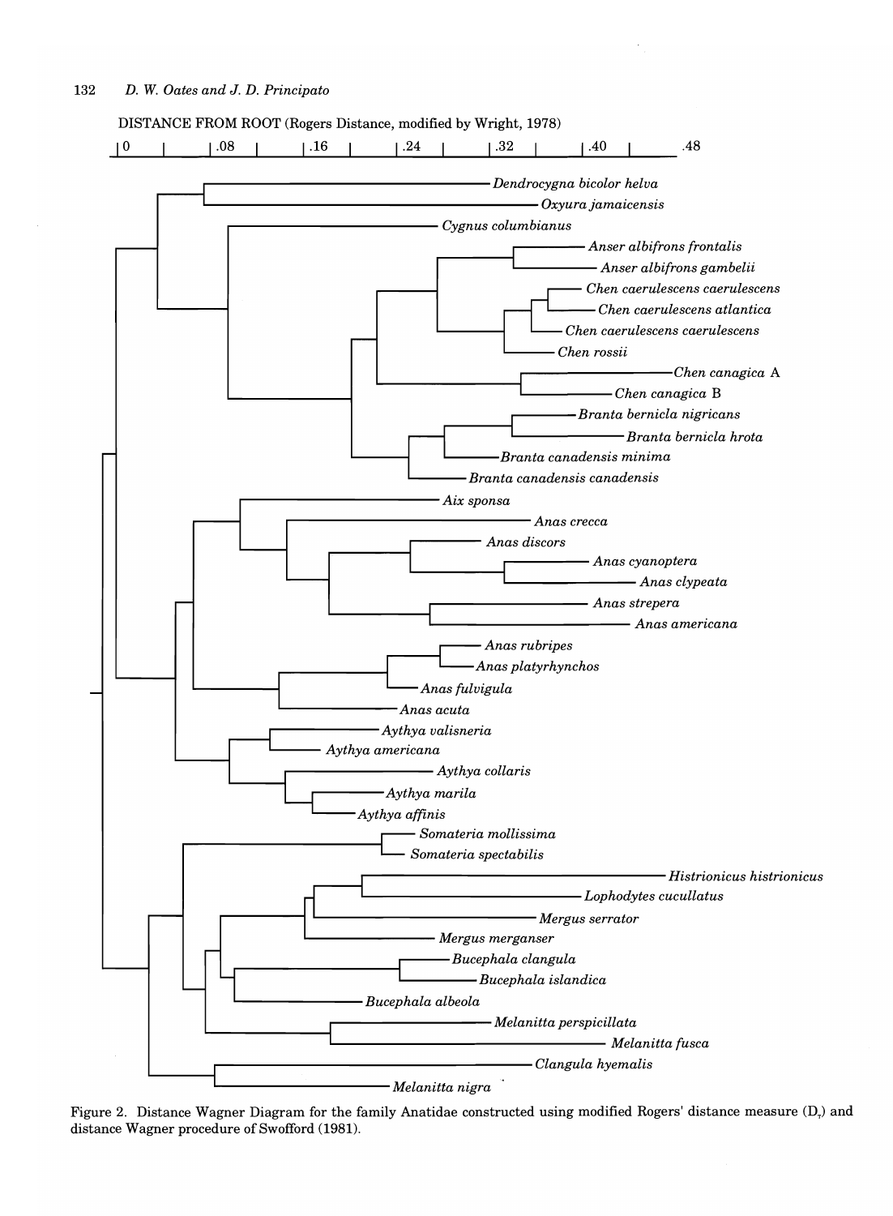DISTANCE FROM ROOT (Rogers Distance, modified by Wright, 1978)

0 .08 .16 .24 .32 .40 .48

Dendrocygna bicolor helva
Oxyura jamaicensis
Cygnus columbianus
Anser albifrons frontalis
Anser albifrons gambelii
Chen caerulescens caerulescens
Chen caerulescens atlantica
Chen caerulescens caerulescens
Chen rossii
Chen canagica A
Chen canagica B
Branta bernicla nigricans
Branta bernicla hrota
Branta canadensis minima
Branta canadensis canadensis
Aix sponsa
Anas crecca
Anas discors
Anas cyanoptera
Anas clypeata
Anas strepera
Anas americana
Anas rubripes
Anas platyrhynchos
Anas fulvigula
Anas acuta
Aythya valisneria
Aythya americana
Aythya collaris
Aythya marila
Aythya affinis
Somateria mollissima
Somateria spectabilis
Histrionicus histrionicus
Lophodytes cucullatus
Mergus serrator
Mergus merganser
Bucephala clangula
Bucephala islandica
Bucephala albeola
Melanitta perspicillata
Melanitta fusca
Clangula hyemalis
Melanitta nigra

Figure 2. Distance Wagner Diagram for the family Anatidae constructed using modified Rogers' distance measure ($D_r$) and distance Wagner procedure of Swofford (1981).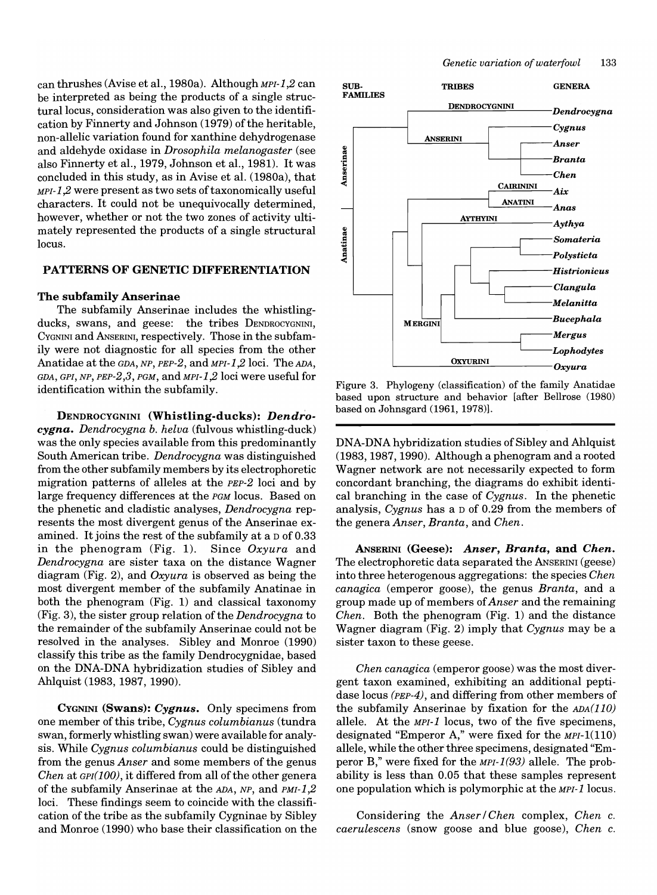can thrushes (Avise et al., 1980a). Although MPI-1,2 can be interpreted as being the products of a single structural locus, consideration was also given to the identification by Finnerty and Johnson (1979) of the heritable, non-allelic variation found for xanthine dehydrogenase and aldehyde oxidase in *Drosophila melanogaster* (see also Finnerty et al., 1979, Johnson et al., 1981). It was concluded in this study, as in Avise et al. (1980a), that MPI-1,2 were present as two sets of taxonomically useful characters. It could not be unequivocally determined, however, whether or not the two zones of activity ultimately represented the products of a single structural locus.

## PATTERNS OF GENETIC DIFFERENTIATION

### The subfamily Anserinae

The subfamily Anserinae includes the whistling-ducks, swans, and geese: the tribes DENDROCYGNINI, CYGNINI and ANSERINI, respectively. Those in the subfamily were not diagnostic for all species from the other Anatidae at the GDA, NP, PEP-2, and MPI-1,2 loci. The ADA, GDA, GPI, NP, PEP-2,3, PGM, and MPI-1,2 loci were useful for identification within the subfamily.

**DENDROCYGNINI (Whistling-ducks): *Dendrocygna*.** *Dendrocygna b. helva* (fulvous whistling-duck) was the only species available from this predominantly South American tribe. *Dendrocygna* was distinguished from the other subfamily members by its electrophoretic migration patterns of alleles at the PEP-2 loci and by large frequency differences at the PGM locus. Based on the phenetic and cladistic analyses, *Dendrocygna* represents the most divergent genus of the Anserinae examined. It joins the rest of the subfamily at a D of 0.33 in the phenogram (Fig. 1). Since *Oxyura* and *Dendrocygna* are sister taxa on the distance Wagner diagram (Fig. 2), and *Oxyura* is observed as being the most divergent member of the subfamily Anatinae in both the phenogram (Fig. 1) and classical taxonomy (Fig. 3), the sister group relation of the *Dendrocygna* to the remainder of the subfamily Anserinae could not be resolved in the analyses. Sibley and Monroe (1990) classify this tribe as the family Dendrocygnidae, based on the DNA-DNA hybridization studies of Sibley and Ahlquist (1983, 1987, 1990).

**CYGNINI (Swans): *Cygnus*.** Only specimens from one member of this tribe, *Cygnus columbianus* (tundra swan, formerly whistling swan) were available for analysis. While *Cygnus columbianus* could be distinguished from the genus *Anser* and some members of the genus *Chen* at GPI(100), it differed from all of the other genera of the subfamily Anserinae at the ADA, NP, and PMI-1,2 loci. These findings seem to coincide with the classification of the tribe as the subfamily Cygninae by Sibley and Monroe (1990) who base their classification on the

SUB-FAMILIES
TRIBES
GENERA
Anserinae
Anatinae
DENDROCYGNINI
ANSERINI
CAIRININI
ANATINI
AYTHYINI
MERGINI
OXYURINI
Dendrocygna
Cygnus
Anser
Branta
Chen
Aix
Anas
Aythya
Somateria
Polysticta
Histrionicus
Clangula
Melanitta
Bucephala
Mergus
Lophodytes
Oxyura

Figure 3. Phylogeny (classification) of the family Anatidae based upon structure and behavior [after Bellrose (1980) based on Johnsgard (1961, 1978)].

DNA-DNA hybridization studies of Sibley and Ahlquist (1983, 1987, 1990). Although a phenogram and a rooted Wagner network are not necessarily expected to form concordant branching, the diagrams do exhibit identical branching in the case of *Cygnus*. In the phenetic analysis, *Cygnus* has a D of 0.29 from the members of the genera *Anser*, *Branta*, and *Chen*.

**ANSERINI (Geese): *Anser*, *Branta*, and *Chen*.** The electrophoretic data separated the ANSERINI (geese) into three heterogenous aggregations: the species *Chen canagica* (emperor goose), the genus *Branta*, and a group made up of members of *Anser* and the remaining *Chen*. Both the phenogram (Fig. 1) and the distance Wagner diagram (Fig. 2) imply that *Cygnus* may be a sister taxon to these geese.

*Chen canagica* (emperor goose) was the most divergent taxon examined, exhibiting an additional peptidase locus *(PEP-4)*, and differing from other members of the subfamily Anserinae by fixation for the *ADA(110)* allele. At the MPI-1 locus, two of the five specimens, designated "Emperor A," were fixed for the MPI-1(110) allele, while the other three specimens, designated "Emperor B," were fixed for the *MPI-1(93)* allele. The probability is less than 0.05 that these samples represent one population which is polymorphic at the MPI-1 locus.

Considering the *Anser*/*Chen* complex, *Chen c. caerulescens* (snow goose and blue goose), *Chen c.*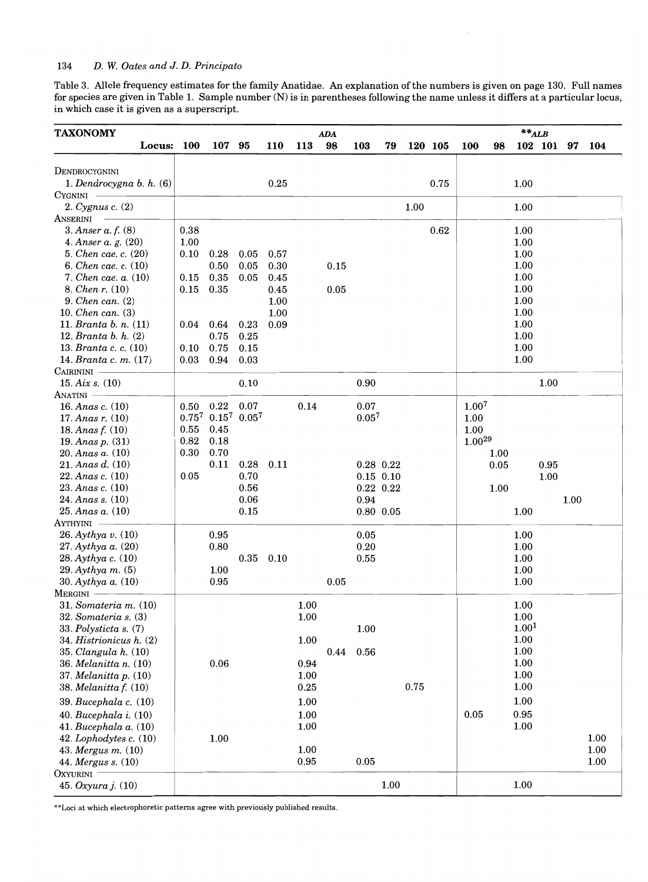Table 3. Allele frequency estimates for the family Anatidae. An explanation of the numbers is given on page 130. Full names for species are given in Table 1. Sample number (N) is in parentheses following the name unless it differs at a particular locus, in which case it is given as a superscript.

| TAXONOMY | *ADA* | | | | | | | | | | ***ALB* | | | | | |
|---|---|---|---|---|---|---|---|---|---|---|---|---|---|---|---|---|
| Locus: | 100 | 107 | 95 | 110 | 113 | 98 | 103 | 79 | 120 | 105 | 100 | 98 | 102 | 101 | 97 | 104 |
| DENDROCYGNINI | | | | | | | | | | | | | | | | |
| 1. *Dendrocygna b. h.* (6) | | | | 0.25 | | | | | | 0.75 | | | 1.00 | | | |
| CYGNINI | | | | | | | | | | | | | | | | |
| 2. *Cygnus c.* (2) | | | | | | | | | 1.00 | | | | 1.00 | | | |
| ANSERINI | | | | | | | | | | | | | | | | |
| 3. *Anser a. f.* (8) | 0.38 | | | | | | | | | 0.62 | | | 1.00 | | | |
| 4. *Anser a. g.* (20) | 1.00 | | | | | | | | | | | | 1.00 | | | |
| 5. *Chen cae. c.* (20) | 0.10 | 0.28 | 0.05 | 0.57 | | | | | | | | | 1.00 | | | |
| 6. *Chen cae. c.* (10) | | 0.50 | 0.05 | 0.30 | | 0.15 | | | | | | | 1.00 | | | |
| 7. *Chen cae. a.* (10) | 0.15 | 0.35 | 0.05 | 0.45 | | | | | | | | | 1.00 | | | |
| 8. *Chen r.* (10) | 0.15 | 0.35 | | 0.45 | | 0.05 | | | | | | | 1.00 | | | |
| 9. *Chen can.* (2) | | | | 1.00 | | | | | | | | | 1.00 | | | |
| 10. *Chen can.* (3) | | | | 1.00 | | | | | | | | | 1.00 | | | |
| 11. *Branta b. n.* (11) | 0.04 | 0.64 | 0.23 | 0.09 | | | | | | | | | 1.00 | | | |
| 12. *Branta b. h.* (2) | | 0.75 | 0.25 | | | | | | | | | | 1.00 | | | |
| 13. *Branta c. c.* (10) | 0.10 | 0.75 | 0.15 | | | | | | | | | | 1.00 | | | |
| 14. *Branta c. m.* (17) | 0.03 | 0.94 | 0.03 | | | | | | | | | | 1.00 | | | |
| CAIRININI | | | | | | | | | | | | | | | | |
| 15. *Aix s.* (10) | | | 0.10 | | | | 0.90 | | | | | | | 1.00 | | |
| ANATINI | | | | | | | | | | | | | | | | |
| 16. *Anas c.* (10) | 0.50 | 0.22 | 0.07 | | 0.14 | | 0.07 | | | | 1.00$^{7}$ | | | | | |
| 17. *Anas r.* (10) | 0.75$^{7}$ | 0.15$^{7}$ | 0.05$^{7}$ | | | | 0.05$^{7}$ | | | | 1.00 | | | | | |
| 18. *Anas f.* (10) | 0.55 | 0.45 | | | | | | | | | 1.00 | | | | | |
| 19. *Anas p.* (31) | 0.82 | 0.18 | | | | | | | | | 1.00$^{29}$ | | | | | |
| 20. *Anas a.* (10) | 0.30 | 0.70 | | | | | | | | | | 1.00 | | | | |
| 21. *Anas d.* (10) | | 0.11 | 0.28 | 0.11 | | | 0.28 | 0.22 | | | | 0.05 | | 0.95 | | |
| 22. *Anas c.* (10) | 0.05 | | 0.70 | | | | 0.15 | 0.10 | | | | | | 1.00 | | |
| 23. *Anas c.* (10) | | | 0.56 | | | | 0.22 | 0.22 | | | | 1.00 | | | | |
| 24. *Anas s.* (10) | | | 0.06 | | | | 0.94 | | | | | | | | 1.00 | |
| 25. *Anas a.* (10) | | | 0.15 | | | | 0.80 | 0.05 | | | | | 1.00 | | | |
| AYTHYINI | | | | | | | | | | | | | | | | |
| 26. *Aythya v.* (10) | | 0.95 | | | | | 0.05 | | | | | | 1.00 | | | |
| 27. *Aythya a.* (20) | | 0.80 | | | | | 0.20 | | | | | | 1.00 | | | |
| 28. *Aythya c.* (10) | | | 0.35 | 0.10 | | | 0.55 | | | | | | 1.00 | | | |
| 29. *Aythya m.* (5) | | 1.00 | | | | | | | | | | | 1.00 | | | |
| 30. *Aythya a.* (10) | | 0.95 | | | | 0.05 | | | | | | | 1.00 | | | |
| MERGINI | | | | | | | | | | | | | | | | |
| 31. *Somateria m.* (10) | | | | | 1.00 | | | | | | | | 1.00 | | | |
| 32. *Somateria s.* (3) | | | | | 1.00 | | | | | | | | 1.00 | | | |
| 33. *Polysticta s.* (7) | | | | | | | 1.00 | | | | | | 1.00$^{1}$ | | | |
| 34. *Histrionicus h.* (2) | | | | | 1.00 | | | | | | | | 1.00 | | | |
| 35. *Clangula h.* (10) | | | | | | 0.44 | 0.56 | | | | | | 1.00 | | | |
| 36. *Melanitta n.* (10) | | 0.06 | | | 0.94 | | | | | | | | 1.00 | | | |
| 37. *Melanitta p.* (10) | | | | | 1.00 | | | | | | | | 1.00 | | | |
| 38. *Melanitta f.* (10) | | | | | 0.25 | | | | 0.75 | | | | 1.00 | | | |
| 39. *Bucephala c.* (10) | | | | | 1.00 | | | | | | | | 1.00 | | | |
| 40. *Bucephala i.* (10) | | | | | 1.00 | | | | | | 0.05 | | 0.95 | | | |
| 41. *Bucephala a.* (10) | | | | | 1.00 | | | | | | | | 1.00 | | | |
| 42. *Lophodytes c.* (10) | | 1.00 | | | | | | | | | | | | | | 1.00 |
| 43. *Mergus m.* (10) | | | | | 1.00 | | | | | | | | | | | 1.00 |
| 44. *Mergus s.* (10) | | | | | 0.95 | | 0.05 | | | | | | | | | 1.00 |
| OXYURINI | | | | | | | | | | | | | | | | |
| 45. *Oxyura j.* (10) | | | | | | | | 1.00 | | | | | 1.00 | | | |

**Loci at which electrophoretic patterns agree with previously published results.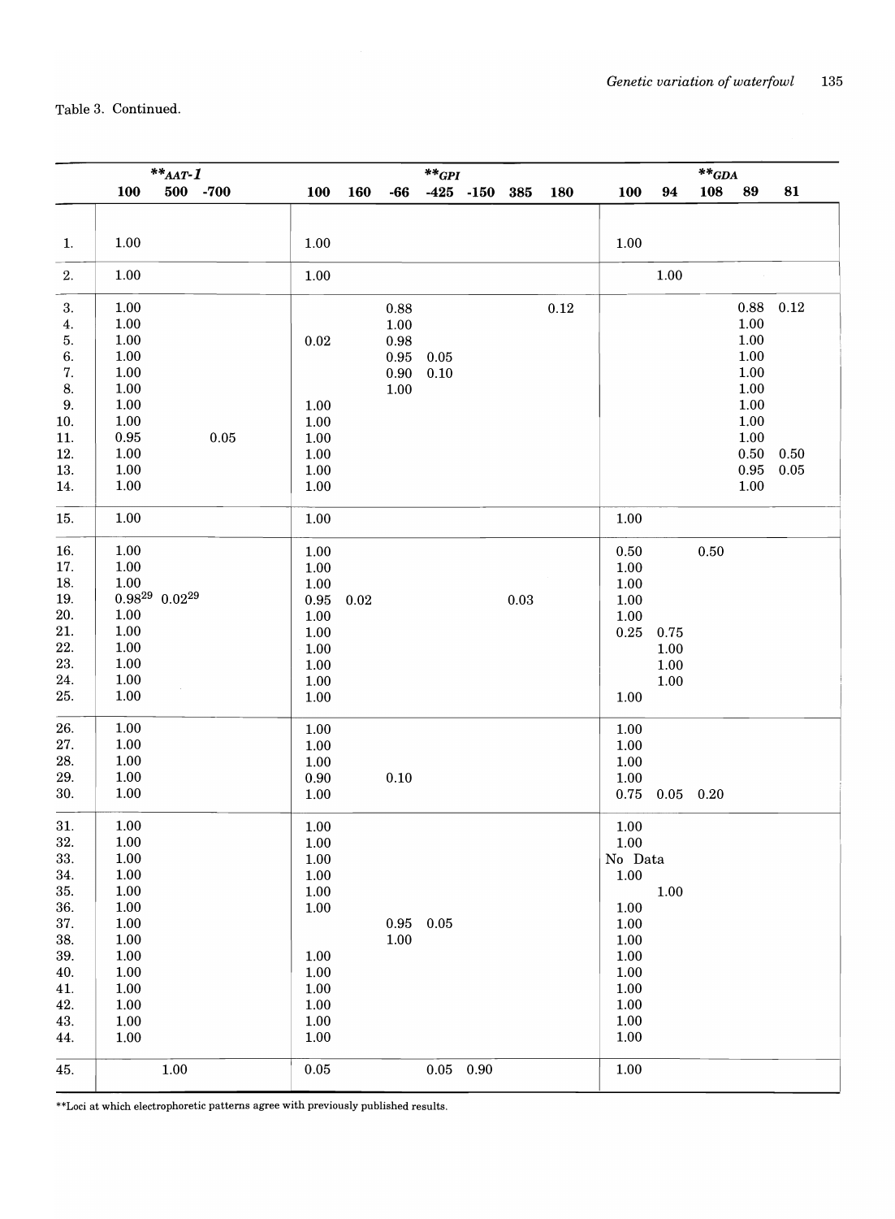Table 3. Continued.

| | **AAT-1 | | | **GPI | | | | | | | **GDA | | | | |
|---|---|---|---|---|---|---|---|---|---|---|---|---|---|---|---|
| | 100 | 500 | -700 | 100 | 160 | -66 | -425 | -150 | 385 | 180 | 100 | 94 | 108 | 89 | 81 |
| 1. | 1.00 | | | 1.00 | | | | | | | 1.00 | | | | |
| 2. | 1.00 | | | 1.00 | | | | | | | | 1.00 | | | |
| 3. | 1.00 | | | | | 0.88 | | | | 0.12 | | | | 0.88 | 0.12 |
| 4. | 1.00 | | | | | 1.00 | | | | | | | | 1.00 | |
| 5. | 1.00 | | | 0.02 | | 0.98 | | | | | | | | 1.00 | |
| 6. | 1.00 | | | | | 0.95 | 0.05 | | | | | | | 1.00 | |
| 7. | 1.00 | | | | | 0.90 | 0.10 | | | | | | | 1.00 | |
| 8. | 1.00 | | | | | 1.00 | | | | | | | | 1.00 | |
| 9. | 1.00 | | | 1.00 | | | | | | | | | | 1.00 | |
| 10. | 1.00 | | | 1.00 | | | | | | | | | | 1.00 | |
| 11. | 0.95 | | 0.05 | 1.00 | | | | | | | | | | 1.00 | |
| 12. | 1.00 | | | 1.00 | | | | | | | | | | 0.50 | 0.50 |
| 13. | 1.00 | | | 1.00 | | | | | | | | | | 0.95 | 0.05 |
| 14. | 1.00 | | | 1.00 | | | | | | | | | | 1.00 | |
| 15. | 1.00 | | | 1.00 | | | | | | | 1.00 | | | | |
| 16. | 1.00 | | | 1.00 | | | | | | | 0.50 | | 0.50 | | |
| 17. | 1.00 | | | 1.00 | | | | | | | 1.00 | | | | |
| 18. | 1.00 | | | 1.00 | | | | | | | 1.00 | | | | |
| 19. | 0.98[29] | 0.02[29] | | 0.95 | 0.02 | | | | 0.03 | | 1.00 | | | | |
| 20. | 1.00 | | | 1.00 | | | | | | | 1.00 | | | | |
| 21. | 1.00 | | | 1.00 | | | | | | | 0.25 | 0.75 | | | |
| 22. | 1.00 | | | 1.00 | | | | | | | | 1.00 | | | |
| 23. | 1.00 | | | 1.00 | | | | | | | | 1.00 | | | |
| 24. | 1.00 | | | 1.00 | | | | | | | | 1.00 | | | |
| 25. | 1.00 | | | 1.00 | | | | | | | 1.00 | | | | |
| 26. | 1.00 | | | 1.00 | | | | | | | 1.00 | | | | |
| 27. | 1.00 | | | 1.00 | | | | | | | 1.00 | | | | |
| 28. | 1.00 | | | 1.00 | | | | | | | 1.00 | | | | |
| 29. | 1.00 | | | 0.90 | | 0.10 | | | | | 1.00 | | | | |
| 30. | 1.00 | | | 1.00 | | | | | | | 0.75 | 0.05 | 0.20 | | |
| 31. | 1.00 | | | 1.00 | | | | | | | 1.00 | | | | |
| 32. | 1.00 | | | 1.00 | | | | | | | 1.00 | | | | |
| 33. | 1.00 | | | 1.00 | | | | | | | No Data | | | | |
| 34. | 1.00 | | | 1.00 | | | | | | | 1.00 | | | | |
| 35. | 1.00 | | | 1.00 | | | | | | | | 1.00 | | | |
| 36. | 1.00 | | | 1.00 | | | | | | | 1.00 | | | | |
| 37. | 1.00 | | | | | 0.95 | 0.05 | | | | 1.00 | | | | |
| 38. | 1.00 | | | | | 1.00 | | | | | 1.00 | | | | |
| 39. | 1.00 | | | 1.00 | | | | | | | 1.00 | | | | |
| 40. | 1.00 | | | 1.00 | | | | | | | 1.00 | | | | |
| 41. | 1.00 | | | 1.00 | | | | | | | 1.00 | | | | |
| 42. | 1.00 | | | 1.00 | | | | | | | 1.00 | | | | |
| 43. | 1.00 | | | 1.00 | | | | | | | 1.00 | | | | |
| 44. | 1.00 | | | 1.00 | | | | | | | 1.00 | | | | |
| 45. | | 1.00 | | 0.05 | | | 0.05 | 0.90 | | | 1.00 | | | | |

**Loci at which electrophoretic patterns agree with previously published results.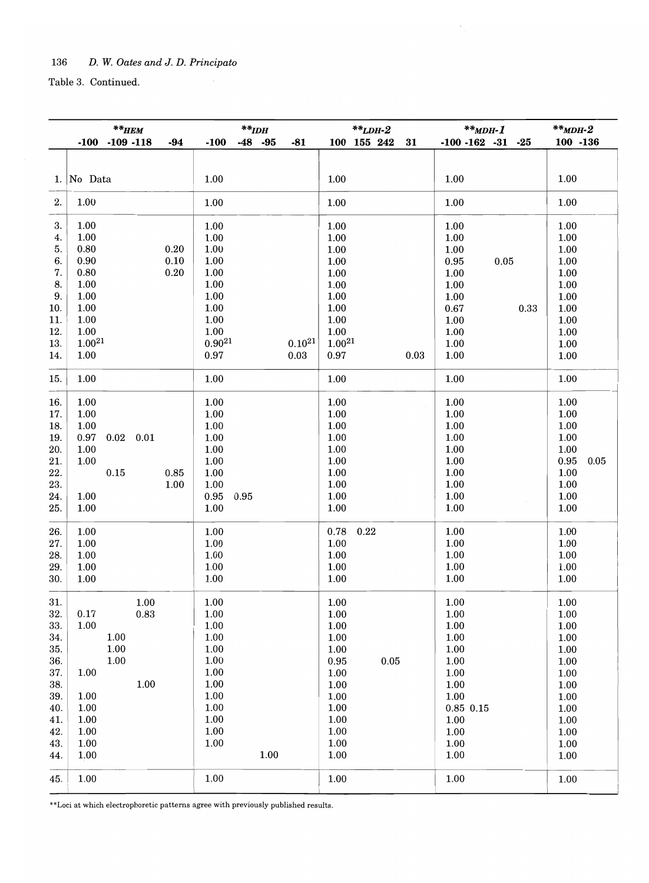Table 3. Continued.

| | **HEM | | | | **IDH | | | | **LDH-2 | | | | **MDH-1 | | | | **MDH-2 | |
|---|---|---|---|---|---|---|---|---|---|---|---|---|---|---|---|---|---|---|
| | -100 | -109 | -118 | -94 | -100 | -48 | -95 | -81 | 100 | 155 | 242 | 31 | -100 | -162 | -31 | -25 | 100 | -136 |
| 1. | No Data | | | | 1.00 | | | | 1.00 | | | | 1.00 | | | | 1.00 | |
| 2. | 1.00 | | | | 1.00 | | | | 1.00 | | | | 1.00 | | | | 1.00 | |
| 3. | 1.00 | | | | 1.00 | | | | 1.00 | | | | 1.00 | | | | 1.00 | |
| 4. | 1.00 | | | | 1.00 | | | | 1.00 | | | | 1.00 | | | | 1.00 | |
| 5. | 0.80 | | | 0.20 | 1.00 | | | | 1.00 | | | | 1.00 | | | | 1.00 | |
| 6. | 0.90 | | | 0.10 | 1.00 | | | | 1.00 | | | | 0.95 | | 0.05 | | 1.00 | |
| 7. | 0.80 | | | 0.20 | 1.00 | | | | 1.00 | | | | 1.00 | | | | 1.00 | |
| 8. | 1.00 | | | | 1.00 | | | | 1.00 | | | | 1.00 | | | | 1.00 | |
| 9. | 1.00 | | | | 1.00 | | | | 1.00 | | | | 1.00 | | | | 1.00 | |
| 10. | 1.00 | | | | 1.00 | | | | 1.00 | | | | 0.67 | | | 0.33 | 1.00 | |
| 11. | 1.00 | | | | 1.00 | | | | 1.00 | | | | 1.00 | | | | 1.00 | |
| 12. | 1.00 | | | | 1.00 | | | | 1.00 | | | | 1.00 | | | | 1.00 | |
| 13. | 1.00[21] | | | | 0.90[21] | | | 0.10[21] | 1.00[21] | | | | 1.00 | | | | 1.00 | |
| 14. | 1.00 | | | | 0.97 | | | 0.03 | 0.97 | | | 0.03 | 1.00 | | | | 1.00 | |
| 15. | 1.00 | | | | 1.00 | | | | 1.00 | | | | 1.00 | | | | 1.00 | |
| 16. | 1.00 | | | | 1.00 | | | | 1.00 | | | | 1.00 | | | | 1.00 | |
| 17. | 1.00 | | | | 1.00 | | | | 1.00 | | | | 1.00 | | | | 1.00 | |
| 18. | 1.00 | | | | 1.00 | | | | 1.00 | | | | 1.00 | | | | 1.00 | |
| 19. | 0.97 | 0.02 | 0.01 | | 1.00 | | | | 1.00 | | | | 1.00 | | | | 1.00 | |
| 20. | 1.00 | | | | 1.00 | | | | 1.00 | | | | 1.00 | | | | 1.00 | |
| 21. | 1.00 | | | | 1.00 | | | | 1.00 | | | | 1.00 | | | | 0.95 | 0.05 |
| 22. | | 0.15 | | 0.85 | 1.00 | | | | 1.00 | | | | 1.00 | | | | 1.00 | |
| 23. | | | | 1.00 | 1.00 | | | | 1.00 | | | | 1.00 | | | | 1.00 | |
| 24. | 1.00 | | | | 0.95 | 0.95 | | | 1.00 | | | | 1.00 | | | | 1.00 | |
| 25. | 1.00 | | | | 1.00 | | | | 1.00 | | | | 1.00 | | | | 1.00 | |
| 26. | 1.00 | | | | 1.00 | | | | 0.78 | 0.22 | | | 1.00 | | | | 1.00 | |
| 27. | 1.00 | | | | 1.00 | | | | 1.00 | | | | 1.00 | | | | 1.00 | |
| 28. | 1.00 | | | | 1.00 | | | | 1.00 | | | | 1.00 | | | | 1.00 | |
| 29. | 1.00 | | | | 1.00 | | | | 1.00 | | | | 1.00 | | | | 1.00 | |
| 30. | 1.00 | | | | 1.00 | | | | 1.00 | | | | 1.00 | | | | 1.00 | |
| 31. | | | 1.00 | | 1.00 | | | | 1.00 | | | | 1.00 | | | | 1.00 | |
| 32. | 0.17 | | 0.83 | | 1.00 | | | | 1.00 | | | | 1.00 | | | | 1.00 | |
| 33. | 1.00 | | | | 1.00 | | | | 1.00 | | | | 1.00 | | | | 1.00 | |
| 34. | | 1.00 | | | 1.00 | | | | 1.00 | | | | 1.00 | | | | 1.00 | |
| 35. | | 1.00 | | | 1.00 | | | | 1.00 | | | | 1.00 | | | | 1.00 | |
| 36. | | 1.00 | | | 1.00 | | | | 0.95 | | 0.05 | | 1.00 | | | | 1.00 | |
| 37. | 1.00 | | | | 1.00 | | | | 1.00 | | | | 1.00 | | | | 1.00 | |
| 38. | | | 1.00 | | 1.00 | | | | 1.00 | | | | 1.00 | | | | 1.00 | |
| 39. | 1.00 | | | | 1.00 | | | | 1.00 | | | | 1.00 | | | | 1.00 | |
| 40. | 1.00 | | | | 1.00 | | | | 1.00 | | | | 0.85 | 0.15 | | | 1.00 | |
| 41. | 1.00 | | | | 1.00 | | | | 1.00 | | | | 1.00 | | | | 1.00 | |
| 42. | 1.00 | | | | 1.00 | | | | 1.00 | | | | 1.00 | | | | 1.00 | |
| 43. | 1.00 | | | | 1.00 | | | | 1.00 | | | | 1.00 | | | | 1.00 | |
| 44. | 1.00 | | | | | | 1.00 | | 1.00 | | | | 1.00 | | | | 1.00 | |
| 45. | 1.00 | | | | 1.00 | | | | 1.00 | | | | 1.00 | | | | 1.00 | |

**Loci at which electrophoretic patterns agree with previously published results.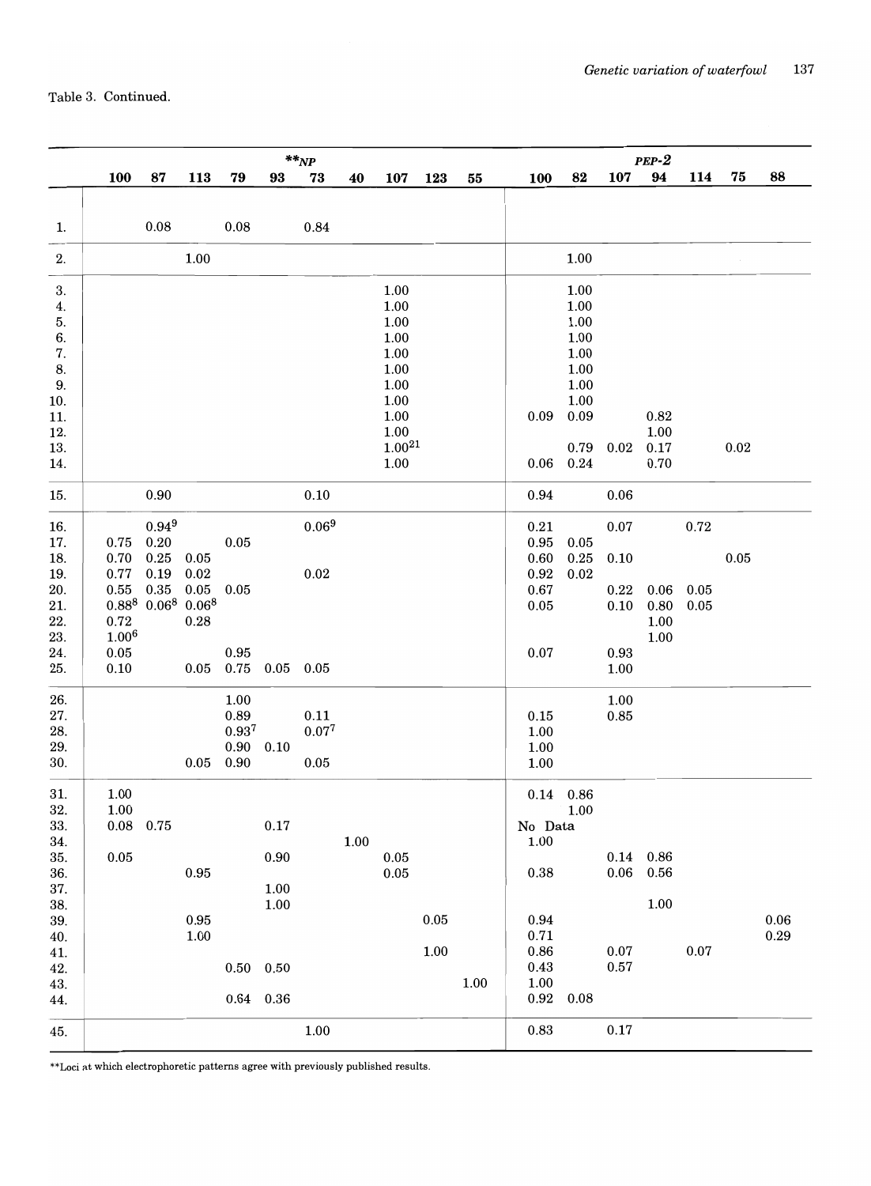Table 3. Continued.

| | **NP | | | | | | | | | | PEP-2 | | | | | | |
|---|---|---|---|---|---|---|---|---|---|---|---|---|---|---|---|---|---|
| | 100 | 87 | 113 | 79 | 93 | 73 | 40 | 107 | 123 | 55 | 100 | 82 | 107 | 94 | 114 | 75 | 88 |
| 1. | | 0.08 | | 0.08 | | 0.84 | | | | | | | | | | | |
| 2. | | | 1.00 | | | | | | | | | 1.00 | | | | | |
| 3. | | | | | | | | 1.00 | | | | 1.00 | | | | | |
| 4. | | | | | | | | 1.00 | | | | 1.00 | | | | | |
| 5. | | | | | | | | 1.00 | | | | 1.00 | | | | | |
| 6. | | | | | | | | 1.00 | | | | 1.00 | | | | | |
| 7. | | | | | | | | 1.00 | | | | 1.00 | | | | | |
| 8. | | | | | | | | 1.00 | | | | 1.00 | | | | | |
| 9. | | | | | | | | 1.00 | | | | 1.00 | | | | | |
| 10. | | | | | | | | 1.00 | | | | 1.00 | | | | | |
| 11. | | | | | | | | 1.00 | | | 0.09 | 0.09 | | 0.82 | | | |
| 12. | | | | | | | | 1.00 | | | | | | 1.00 | | | |
| 13. | | | | | | | | 1.00[21] | | | | 0.79 | 0.02 | 0.17 | | 0.02 | |
| 14. | | | | | | | | 1.00 | | | 0.06 | 0.24 | | 0.70 | | | |
| 15. | | 0.90 | | | | 0.10 | | | | | 0.94 | | 0.06 | | | | |
| 16. | | 0.94[9] | | | | 0.06[9] | | | | | 0.21 | | 0.07 | | 0.72 | | |
| 17. | 0.75 | 0.20 | | 0.05 | | | | | | | 0.95 | 0.05 | | | | | |
| 18. | 0.70 | 0.25 | 0.05 | | | | | | | | 0.60 | 0.25 | 0.10 | | | 0.05 | |
| 19. | 0.77 | 0.19 | 0.02 | | | 0.02 | | | | | 0.92 | 0.02 | | | | | |
| 20. | 0.55 | 0.35 | 0.05 | 0.05 | | | | | | | 0.67 | | 0.22 | 0.06 | 0.05 | | |
| 21. | 0.88[8] | 0.06[8] | 0.06[8] | | | | | | | | 0.05 | | 0.10 | 0.80 | 0.05 | | |
| 22. | 0.72 | | 0.28 | | | | | | | | | | | 1.00 | | | |
| 23. | 1.00[6] | | | | | | | | | | | | | 1.00 | | | |
| 24. | 0.05 | | | 0.95 | | | | | | | 0.07 | | 0.93 | | | | |
| 25. | 0.10 | | 0.05 | 0.75 | 0.05 | 0.05 | | | | | | | 1.00 | | | | |
| 26. | | | | 1.00 | | | | | | | | | 1.00 | | | | |
| 27. | | | | 0.89 | | 0.11 | | | | | 0.15 | | 0.85 | | | | |
| 28. | | | | 0.93[7] | | 0.07[7] | | | | | 1.00 | | | | | | |
| 29. | | | | 0.90 | 0.10 | | | | | | 1.00 | | | | | | |
| 30. | | | 0.05 | 0.90 | | 0.05 | | | | | 1.00 | | | | | | |
| 31. | 1.00 | | | | | | | | | | 0.14 | 0.86 | | | | | |
| 32. | 1.00 | | | | | | | | | | | 1.00 | | | | | |
| 33. | 0.08 | 0.75 | | | 0.17 | | | | | | No Data | | | | | | |
| 34. | | | | | | | 1.00 | | | | 1.00 | | | | | | |
| 35. | 0.05 | | | | 0.90 | | | 0.05 | | | | | 0.14 | 0.86 | | | |
| 36. | | | 0.95 | | | | | 0.05 | | | 0.38 | | 0.06 | 0.56 | | | |
| 37. | | | | | 1.00 | | | | | | | | | | | | |
| 38. | | | | | 1.00 | | | | | | | | | 1.00 | | | |
| 39. | | | 0.95 | | | | | | 0.05 | | 0.94 | | | | | | 0.06 |
| 40. | | | 1.00 | | | | | | | | 0.71 | | | | | | 0.29 |
| 41. | | | | | | | | | 1.00 | | 0.86 | | 0.07 | | 0.07 | | |
| 42. | | | | 0.50 | 0.50 | | | | | | 0.43 | | 0.57 | | | | |
| 43. | | | | | | | | | | 1.00 | 1.00 | | | | | | |
| 44. | | | | 0.64 | 0.36 | | | | | | 0.92 | 0.08 | | | | | |
| 45. | | | | | | 1.00 | | | | | 0.83 | | 0.17 | | | | |

**Loci at which electrophoretic patterns agree with previously published results.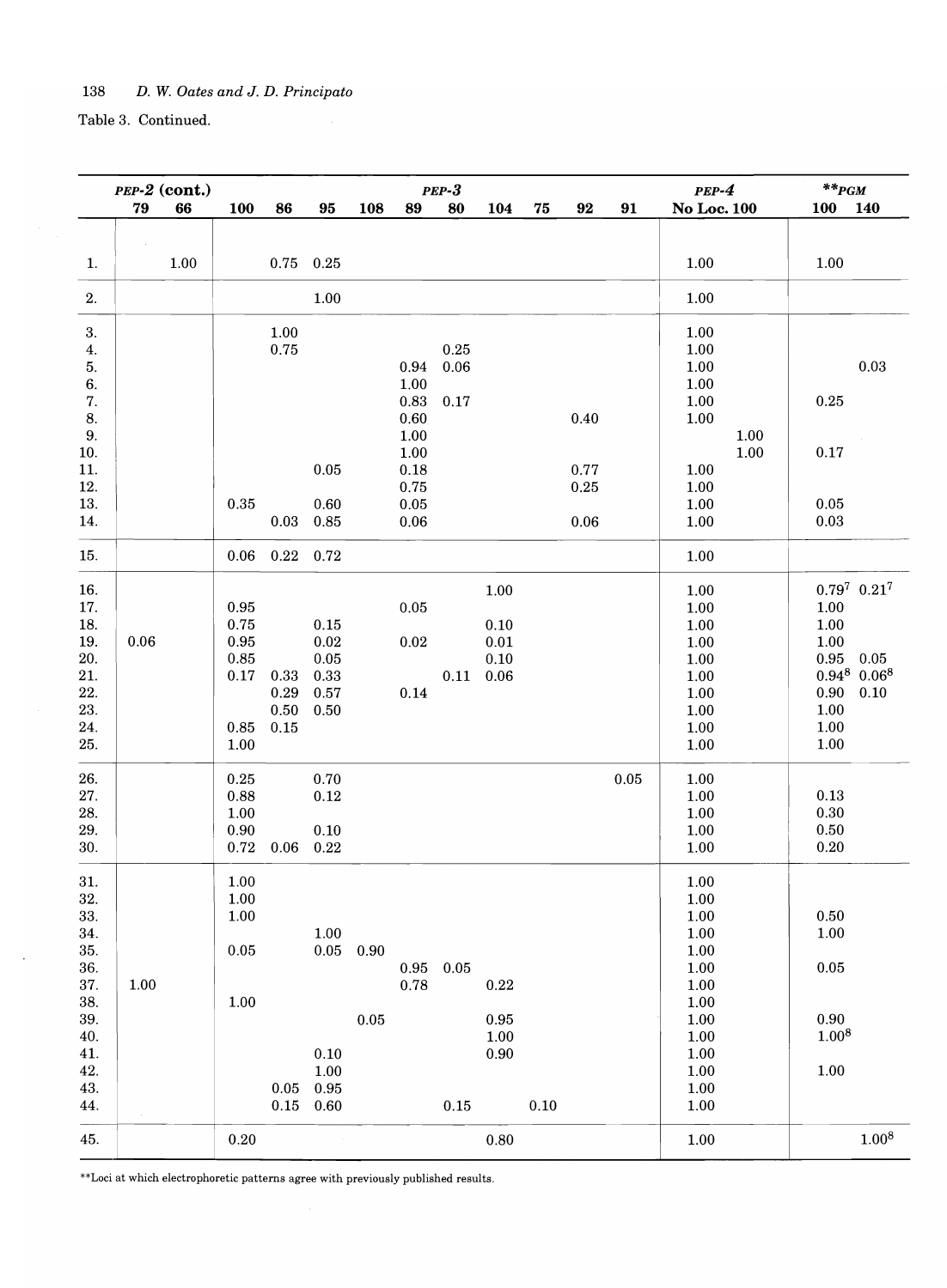Table 3. Continued.

| | PEP-2 (cont.) | | PEP-3 | | | | | | | | | | PEP-4 | | **PGM | |
|---|---|---|---|---|---|---|---|---|---|---|---|---|---|---|---|---|
| | 79 | 66 | 100 | 86 | 95 | 108 | 89 | 80 | 104 | 75 | 92 | 91 | No Loc. | 100 | 100 | 140 |
| 1. | | 1.00 | | 0.75 | 0.25 | | | | | | | | 1.00 | | 1.00 | |
| 2. | | | | | 1.00 | | | | | | | | 1.00 | | | |
| 3. | | | | 1.00 | | | | | | | | | 1.00 | | | |
| 4. | | | | 0.75 | | | | 0.25 | | | | | 1.00 | | | |
| 5. | | | | | | | 0.94 | 0.06 | | | | | 1.00 | | | 0.03 |
| 6. | | | | | | | 1.00 | | | | | | 1.00 | | | |
| 7. | | | | | | | 0.83 | 0.17 | | | | | 1.00 | | 0.25 | |
| 8. | | | | | | | 0.60 | | | | 0.40 | | 1.00 | | | |
| 9. | | | | | | | 1.00 | | | | | | | 1.00 | | |
| 10. | | | | | | | 1.00 | | | | | | | 1.00 | 0.17 | |
| 11. | | | | | 0.05 | | 0.18 | | | | 0.77 | | 1.00 | | | |
| 12. | | | | | | | 0.75 | | | | 0.25 | | 1.00 | | | |
| 13. | | | 0.35 | | 0.60 | | 0.05 | | | | | | 1.00 | | 0.05 | |
| 14. | | | | 0.03 | 0.85 | | 0.06 | | | | 0.06 | | 1.00 | | 0.03 | |
| 15. | | | 0.06 | 0.22 | 0.72 | | | | | | | | 1.00 | | | |
| 16. | | | | | | | | | 1.00 | | | | 1.00 | | 0.79[7] | 0.21[7] |
| 17. | | | 0.95 | | | | 0.05 | | | | | | 1.00 | | 1.00 | |
| 18. | | | 0.75 | | 0.15 | | | | 0.10 | | | | 1.00 | | 1.00 | |
| 19. | 0.06 | | 0.95 | | 0.02 | | 0.02 | | 0.01 | | | | 1.00 | | 1.00 | |
| 20. | | | 0.85 | | 0.05 | | | | 0.10 | | | | 1.00 | | 0.95 | 0.05 |
| 21. | | | 0.17 | 0.33 | 0.33 | | | 0.11 | 0.06 | | | | 1.00 | | 0.94[8] | 0.06[8] |
| 22. | | | | 0.29 | 0.57 | | 0.14 | | | | | | 1.00 | | 0.90 | 0.10 |
| 23. | | | | 0.50 | 0.50 | | | | | | | | 1.00 | | 1.00 | |
| 24. | | | 0.85 | 0.15 | | | | | | | | | 1.00 | | 1.00 | |
| 25. | | | 1.00 | | | | | | | | | | 1.00 | | 1.00 | |
| 26. | | | 0.25 | | 0.70 | | | | | | | 0.05 | 1.00 | | | |
| 27. | | | 0.88 | | 0.12 | | | | | | | | 1.00 | | 0.13 | |
| 28. | | | 1.00 | | | | | | | | | | 1.00 | | 0.30 | |
| 29. | | | 0.90 | | 0.10 | | | | | | | | 1.00 | | 0.50 | |
| 30. | | | 0.72 | 0.06 | 0.22 | | | | | | | | 1.00 | | 0.20 | |
| 31. | | | 1.00 | | | | | | | | | | 1.00 | | | |
| 32. | | | 1.00 | | | | | | | | | | 1.00 | | | |
| 33. | | | 1.00 | | | | | | | | | | 1.00 | | 0.50 | |
| 34. | | | | | 1.00 | | | | | | | | 1.00 | | 1.00 | |
| 35. | | | 0.05 | | 0.05 | 0.90 | | | | | | | 1.00 | | | |
| 36. | | | | | | | 0.95 | 0.05 | | | | | 1.00 | | 0.05 | |
| 37. | 1.00 | | | | | | 0.78 | | 0.22 | | | | 1.00 | | | |
| 38. | | | 1.00 | | | | | | | | | | 1.00 | | | |
| 39. | | | | | | 0.05 | | | 0.95 | | | | 1.00 | | 0.90 | |
| 40. | | | | | | | | | 1.00 | | | | 1.00 | | 1.00[8] | |
| 41. | | | | | 0.10 | | | | 0.90 | | | | 1.00 | | | |
| 42. | | | | | 1.00 | | | | | | | | 1.00 | | 1.00 | |
| 43. | | | | 0.05 | 0.95 | | | | | | | | 1.00 | | | |
| 44. | | | | 0.15 | 0.60 | | | 0.15 | | 0.10 | | | 1.00 | | | |
| 45. | | | 0.20 | | | | | | 0.80 | | | | 1.00 | | | 1.00[8] |

**Loci at which electrophoretic patterns agree with previously published results.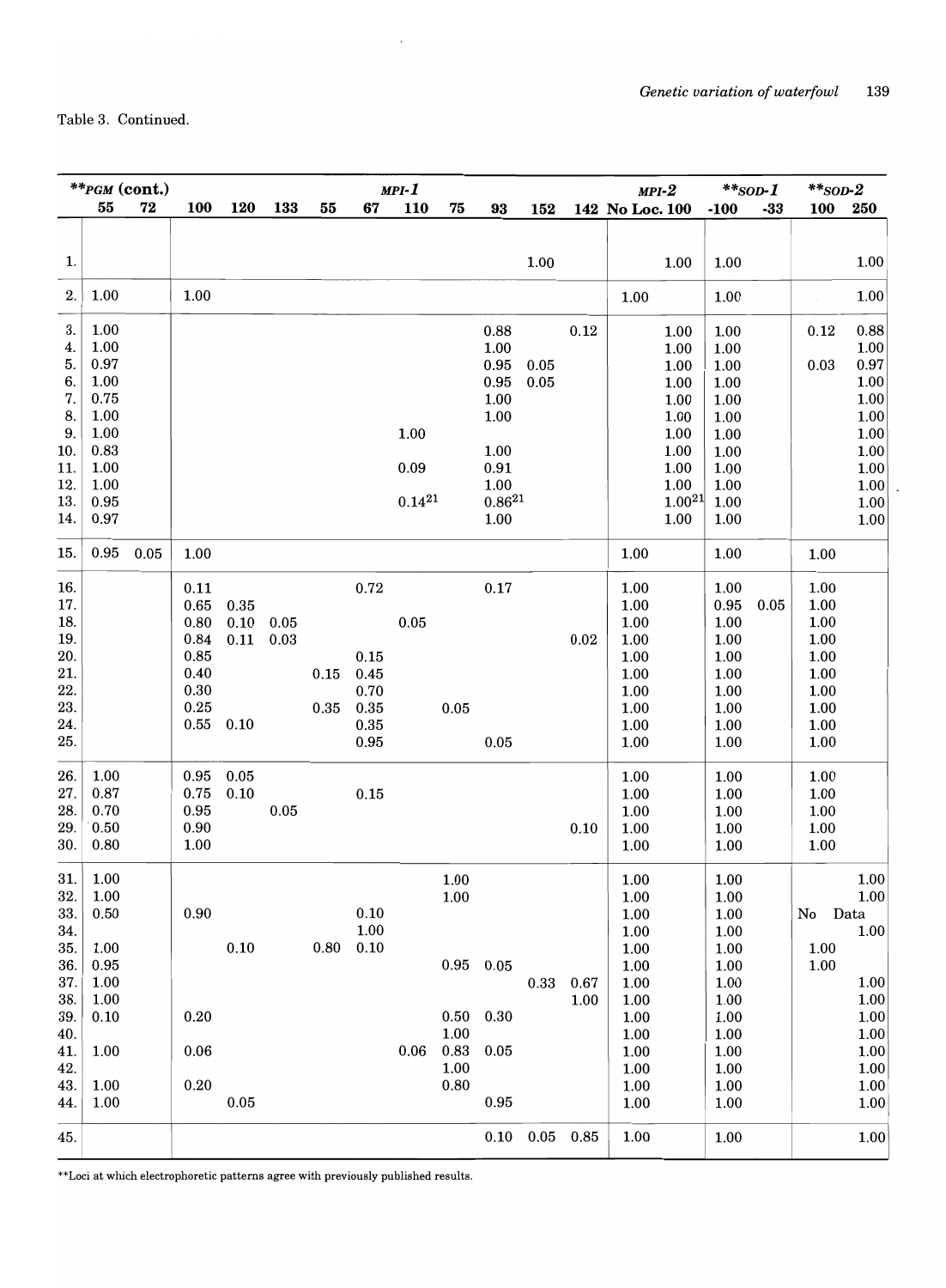Table 3. Continued.

| | **PGM (cont.) | | MPI-1 | | | | | | | | | | MPI-2 | | **SOD-1 | | **SOD-2 | |
|---|---|---|---|---|---|---|---|---|---|---|---|---|---|---|---|---|---|---|
| | 55 | 72 | 100 | 120 | 133 | 55 | 67 | 110 | 75 | 93 | 152 | 142 | No Loc. | 100 | -100 | -33 | 100 | 250 |
| 1. | | | | | | | | | | | 1.00 | | | 1.00 | 1.00 | | | 1.00 |
| 2. | 1.00 | | 1.00 | | | | | | | | | | 1.00 | | 1.00 | | | 1.00 |
| 3. | 1.00 | | | | | | | | | 0.88 | | 0.12 | | 1.00 | 1.00 | | 0.12 | 0.88 |
| 4. | 1.00 | | | | | | | | | 1.00 | | | | 1.00 | 1.00 | | | 1.00 |
| 5. | 0.97 | | | | | | | | | 0.95 | 0.05 | | | 1.00 | 1.00 | | 0.03 | 0.97 |
| 6. | 1.00 | | | | | | | | | 0.95 | 0.05 | | | 1.00 | 1.00 | | | 1.00 |
| 7. | 0.75 | | | | | | | | | 1.00 | | | | 1.00 | 1.00 | | | 1.00 |
| 8. | 1.00 | | | | | | | | | 1.00 | | | | 1.00 | 1.00 | | | 1.00 |
| 9. | 1.00 | | | | | | | 1.00 | | | | | | 1.00 | 1.00 | | | 1.00 |
| 10. | 0.83 | | | | | | | | | 1.00 | | | | 1.00 | 1.00 | | | 1.00 |
| 11. | 1.00 | | | | | | | 0.09 | | 0.91 | | | | 1.00 | 1.00 | | | 1.00 |
| 12. | 1.00 | | | | | | | | | 1.00 | | | | 1.00 | 1.00 | | | 1.00 |
| 13. | 0.95 | | | | | | | 0.14[21] | | 0.86[21] | | | | 1.00[21] | 1.00 | | | 1.00 |
| 14. | 0.97 | | | | | | | | | 1.00 | | | | 1.00 | 1.00 | | | 1.00 |
| 15. | 0.95 | 0.05 | 1.00 | | | | | | | | | | 1.00 | | 1.00 | | 1.00 | |
| 16. | | | 0.11 | | | | 0.72 | | | 0.17 | | | 1.00 | | 1.00 | | 1.00 | |
| 17. | | | 0.65 | 0.35 | | | | | | | | | 1.00 | | 0.95 | 0.05 | 1.00 | |
| 18. | | | 0.80 | 0.10 | 0.05 | | | 0.05 | | | | | 1.00 | | 1.00 | | 1.00 | |
| 19. | | | 0.84 | 0.11 | 0.03 | | | | | | | 0.02 | 1.00 | | 1.00 | | 1.00 | |
| 20. | | | 0.85 | | | | 0.15 | | | | | | 1.00 | | 1.00 | | 1.00 | |
| 21. | | | 0.40 | | | 0.15 | 0.45 | | | | | | 1.00 | | 1.00 | | 1.00 | |
| 22. | | | 0.30 | | | | 0.70 | | | | | | 1.00 | | 1.00 | | 1.00 | |
| 23. | | | 0.25 | | | 0.35 | 0.35 | | 0.05 | | | | 1.00 | | 1.00 | | 1.00 | |
| 24. | | | 0.55 | 0.10 | | | 0.35 | | | | | | 1.00 | | 1.00 | | 1.00 | |
| 25. | | | | | | | 0.95 | | | 0.05 | | | 1.00 | | 1.00 | | 1.00 | |
| 26. | 1.00 | | 0.95 | 0.05 | | | | | | | | | 1.00 | | 1.00 | | 1.00 | |
| 27. | 0.87 | | 0.75 | 0.10 | | | 0.15 | | | | | | 1.00 | | 1.00 | | 1.00 | |
| 28. | 0.70 | | 0.95 | | 0.05 | | | | | | | | 1.00 | | 1.00 | | 1.00 | |
| 29. | 0.50 | | 0.90 | | | | | | | | | 0.10 | 1.00 | | 1.00 | | 1.00 | |
| 30. | 0.80 | | 1.00 | | | | | | | | | | 1.00 | | 1.00 | | 1.00 | |
| 31. | 1.00 | | | | | | | | 1.00 | | | | 1.00 | | 1.00 | | | 1.00 |
| 32. | 1.00 | | | | | | | | 1.00 | | | | 1.00 | | 1.00 | | | 1.00 |
| 33. | 0.50 | | 0.90 | | | | 0.10 | | | | | | 1.00 | | 1.00 | | No Data | |
| 34. | | | | | | | 1.00 | | | | | | 1.00 | | 1.00 | | | 1.00 |
| 35. | 1.00 | | | 0.10 | | 0.80 | 0.10 | | | | | | 1.00 | | 1.00 | | 1.00 | |
| 36. | 0.95 | | | | | | | | 0.95 | 0.05 | | | 1.00 | | 1.00 | | 1.00 | |
| 37. | 1.00 | | | | | | | | | | 0.33 | 0.67 | 1.00 | | 1.00 | | | 1.00 |
| 38. | 1.00 | | | | | | | | | | | 1.00 | 1.00 | | 1.00 | | | 1.00 |
| 39. | 0.10 | | 0.20 | | | | | | 0.50 | 0.30 | | | 1.00 | | 1.00 | | | 1.00 |
| 40. | | | | | | | | | 1.00 | | | | 1.00 | | 1.00 | | | 1.00 |
| 41. | 1.00 | | 0.06 | | | | | 0.06 | 0.83 | 0.05 | | | 1.00 | | 1.00 | | | 1.00 |
| 42. | | | | | | | | | 1.00 | | | | 1.00 | | 1.00 | | | 1.00 |
| 43. | 1.00 | | 0.20 | | | | | | 0.80 | | | | 1.00 | | 1.00 | | | 1.00 |
| 44. | 1.00 | | | 0.05 | | | | | | 0.95 | | | 1.00 | | 1.00 | | | 1.00 |
| 45. | | | | | | | | | | 0.10 | 0.05 | 0.85 | 1.00 | | 1.00 | | | 1.00 |

**Loci at which electrophoretic patterns agree with previously published results.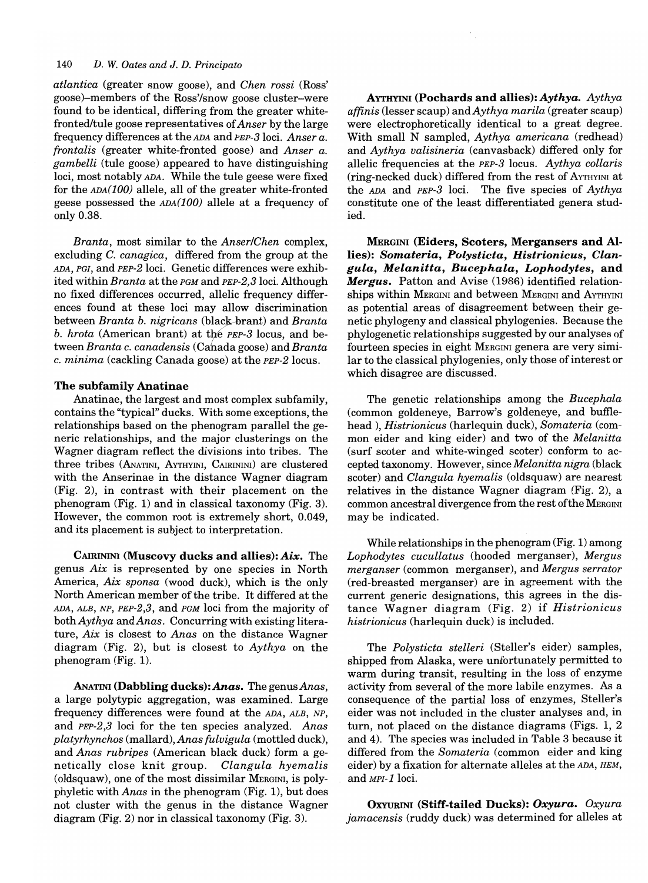*atlantica* (greater snow goose), and *Chen rossi* (Ross' goose)–members of the Ross'/snow goose cluster–were found to be identical, differing from the greater white-fronted/tule goose representatives of *Anser* by the large frequency differences at the ADA and PEP-3 loci. *Anser a. frontalis* (greater white-fronted goose) and *Anser a. gambelli* (tule goose) appeared to have distinguishing loci, most notably ADA. While the tule geese were fixed for the ADA(100) allele, all of the greater white-fronted geese possessed the ADA(100) allele at a frequency of only 0.38.

*Branta*, most similar to the *Anser/Chen* complex, excluding *C. canagica*, differed from the group at the ADA, PGI, and PEP-2 loci. Genetic differences were exhibited within *Branta* at the PGM and PEP-2,3 loci. Although no fixed differences occurred, allelic frequency differences found at these loci may allow discrimination between *Branta b. nigricans* (black brant) and *Branta b. hrota* (American brant) at the PEP-3 locus, and between *Branta c. canadensis* (Canada goose) and *Branta c. minima* (cackling Canada goose) at the PEP-2 locus.

### The subfamily Anatinae

Anatinae, the largest and most complex subfamily, contains the "typical" ducks. With some exceptions, the relationships based on the phenogram parallel the generic relationships, and the major clusterings on the Wagner diagram reflect the divisions into tribes. The three tribes (ANATINI, AYTHYINI, CAIRININI) are clustered with the Anserinae in the distance Wagner diagram (Fig. 2), in contrast with their placement on the phenogram (Fig. 1) and in classical taxonomy (Fig. 3). However, the common root is extremely short, 0.049, and its placement is subject to interpretation.

**CAIRININI (Muscovy ducks and allies): *Aix*.** The genus *Aix* is represented by one species in North America, *Aix sponsa* (wood duck), which is the only North American member of the tribe. It differed at the ADA, ALB, NP, PEP-2,3, and PGM loci from the majority of both *Aythya* and *Anas*. Concurring with existing literature, *Aix* is closest to *Anas* on the distance Wagner diagram (Fig. 2), but is closest to *Aythya* on the phenogram (Fig. 1).

**ANATINI (Dabbling ducks): *Anas*.** The genus *Anas*, a large polytypic aggregation, was examined. Large frequency differences were found at the ADA, ALB, NP, and PEP-2,3 loci for the ten species analyzed. *Anas platyrhynchos* (mallard), *Anas fulvigula* (mottled duck), and *Anas rubripes* (American black duck) form a genetically close knit group. *Clangula hyemalis* (oldsquaw), one of the most dissimilar MERGINI, is polyphyletic with *Anas* in the phenogram (Fig. 1), but does not cluster with the genus in the distance Wagner diagram (Fig. 2) nor in classical taxonomy (Fig. 3).

**AYTHYINI (Pochards and allies): *Aythya*.** *Aythya affinis* (lesser scaup) and *Aythya marila* (greater scaup) were electrophoretically identical to a great degree. With small N sampled, *Aythya americana* (redhead) and *Aythya valisineria* (canvasback) differed only for allelic frequencies at the PEP-3 locus. *Aythya collaris* (ring-necked duck) differed from the rest of AYTHYINI at the ADA and PEP-3 loci. The five species of *Aythya* constitute one of the least differentiated genera studied.

**MERGINI (Eiders, Scoters, Mergansers and Allies): *Somateria*, *Polysticta*, *Histrionicus*, *Clangula*, *Melanitta*, *Bucephala*, *Lophodytes*, and *Mergus*.** Patton and Avise (1986) identified relationships within MERGINI and between MERGINI and AYTHYINI as potential areas of disagreement between their genetic phylogeny and classical phylogenies. Because the phylogenetic relationships suggested by our analyses of fourteen species in eight MERGINI genera are very similar to the classical phylogenies, only those of interest or which disagree are discussed.

The genetic relationships among the *Bucephala* (common goldeneye, Barrow's goldeneye, and bufflehead ), *Histrionicus* (harlequin duck), *Somateria* (common eider and king eider) and two of the *Melanitta* (surf scoter and white-winged scoter) conform to accepted taxonomy. However, since *Melanitta nigra* (black scoter) and *Clangula hyemalis* (oldsquaw) are nearest relatives in the distance Wagner diagram (Fig. 2), a common ancestral divergence from the rest of the MERGINI may be indicated.

While relationships in the phenogram (Fig. 1) among *Lophodytes cucullatus* (hooded merganser), *Mergus merganser* (common merganser), and *Mergus serrator* (red-breasted merganser) are in agreement with the current generic designations, this agrees in the distance Wagner diagram (Fig. 2) if *Histrionicus histrionicus* (harlequin duck) is included.

The *Polysticta stelleri* (Steller's eider) samples, shipped from Alaska, were unfortunately permitted to warm during transit, resulting in the loss of enzyme activity from several of the more labile enzymes. As a consequence of the partial loss of enzymes, Steller's eider was not included in the cluster analyses and, in turn, not placed on the distance diagrams (Figs. 1, 2 and 4). The species was included in Table 3 because it differed from the *Somateria* (common eider and king eider) by a fixation for alternate alleles at the ADA, HEM, and MPI-1 loci.

**OXYURINI (Stiff-tailed Ducks): *Oxyura*.** *Oxyura jamacensis* (ruddy duck) was determined for alleles at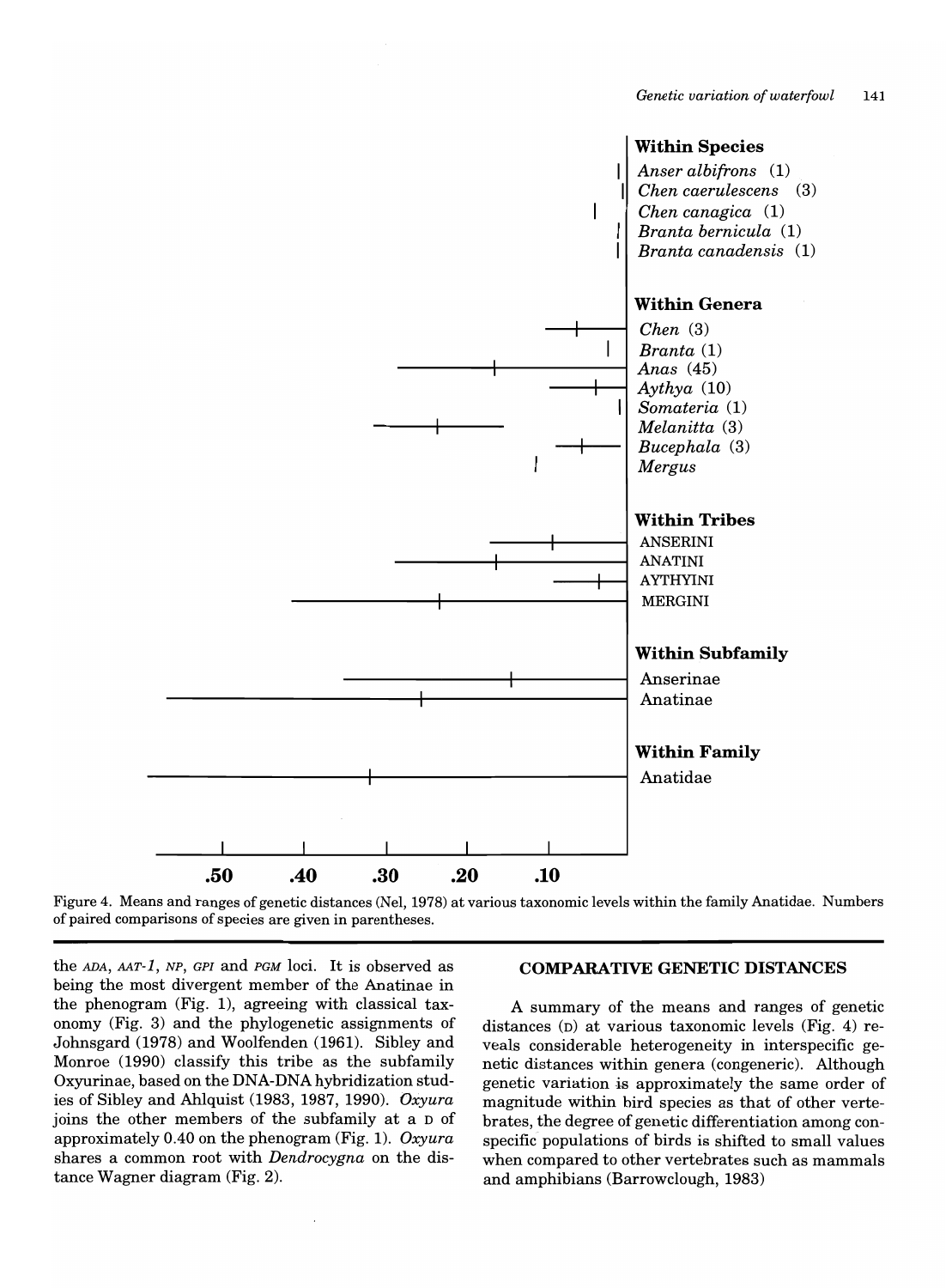Within Species

*Anser albifrons* (1)

*Chen caerulescens* (3)

*Chen canagica* (1)

*Branta bernicula* (1)

*Branta canadensis* (1)

Within Genera

*Chen* (3)

*Branta* (1)

*Anas* (45)

*Aythya* (10)

*Somateria* (1)

*Melanitta* (3)

*Bucephala* (3)

*Mergus*

Within Tribes

ANSERINI

ANATINI

AYTHYINI

MERGINI

Within Subfamily

Anserinae

Anatinae

Within Family

Anatidae

.50 .40 .30 .20 .10

Figure 4. Means and ranges of genetic distances (Nel, 1978) at various taxonomic levels within the family Anatidae. Numbers of paired comparisons of species are given in parentheses.

the *ADA*, *AAT-1*, *NP*, *GPI* and *PGM* loci. It is observed as being the most divergent member of the Anatinae in the phenogram (Fig. 1), agreeing with classical taxonomy (Fig. 3) and the phylogenetic assignments of Johnsgard (1978) and Woolfenden (1961). Sibley and Monroe (1990) classify this tribe as the subfamily Oxyurinae, based on the DNA-DNA hybridization studies of Sibley and Ahlquist (1983, 1987, 1990). *Oxyura* joins the other members of the subfamily at a D of approximately 0.40 on the phenogram (Fig. 1). *Oxyura* shares a common root with *Dendrocygna* on the distance Wagner diagram (Fig. 2).

## COMPARATIVE GENETIC DISTANCES

A summary of the means and ranges of genetic distances (D) at various taxonomic levels (Fig. 4) reveals considerable heterogeneity in interspecific genetic distances within genera (congeneric). Although genetic variation is approximately the same order of magnitude within bird species as that of other vertebrates, the degree of genetic differentiation among conspecific populations of birds is shifted to small values when compared to other vertebrates such as mammals and amphibians (Barrowclough, 1983)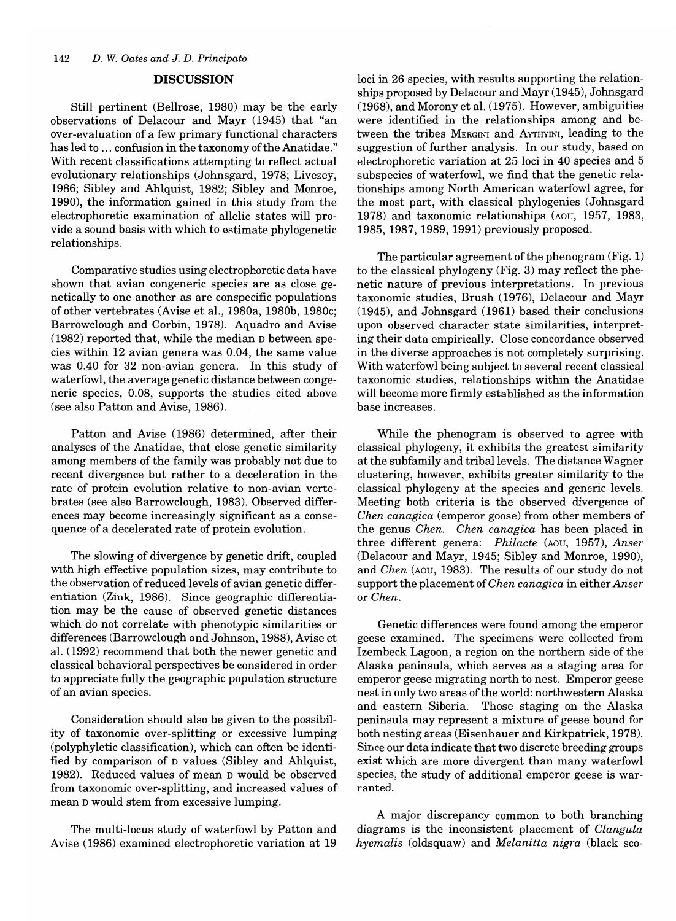## DISCUSSION

Still pertinent (Bellrose, 1980) may be the early observations of Delacour and Mayr (1945) that "an over-evaluation of a few primary functional characters has led to ... confusion in the taxonomy of the Anatidae." With recent classifications attempting to reflect actual evolutionary relationships (Johnsgard, 1978; Livezey, 1986; Sibley and Ahlquist, 1982; Sibley and Monroe, 1990), the information gained in this study from the electrophoretic examination of allelic states will provide a sound basis with which to estimate phylogenetic relationships.

Comparative studies using electrophoretic data have shown that avian congeneric species are as close genetically to one another as are conspecific populations of other vertebrates (Avise et al., 1980a, 1980b, 1980c; Barrowclough and Corbin, 1978). Aquadro and Avise (1982) reported that, while the median D between species within 12 avian genera was 0.04, the same value was 0.40 for 32 non-avian genera. In this study of waterfowl, the average genetic distance between congeneric species, 0.08, supports the studies cited above (see also Patton and Avise, 1986).

Patton and Avise (1986) determined, after their analyses of the Anatidae, that close genetic similarity among members of the family was probably not due to recent divergence but rather to a deceleration in the rate of protein evolution relative to non-avian vertebrates (see also Barrowclough, 1983). Observed differences may become increasingly significant as a consequence of a decelerated rate of protein evolution.

The slowing of divergence by genetic drift, coupled with high effective population sizes, may contribute to the observation of reduced levels of avian genetic differentiation (Zink, 1986). Since geographic differentiation may be the cause of observed genetic distances which do not correlate with phenotypic similarities or differences (Barrowclough and Johnson, 1988), Avise et al. (1992) recommend that both the newer genetic and classical behavioral perspectives be considered in order to appreciate fully the geographic population structure of an avian species.

Consideration should also be given to the possibility of taxonomic over-splitting or excessive lumping (polyphyletic classification), which can often be identified by comparison of D values (Sibley and Ahlquist, 1982). Reduced values of mean D would be observed from taxonomic over-splitting, and increased values of mean D would stem from excessive lumping.

The multi-locus study of waterfowl by Patton and Avise (1986) examined electrophoretic variation at 19 loci in 26 species, with results supporting the relationships proposed by Delacour and Mayr (1945), Johnsgard (1968), and Morony et al. (1975). However, ambiguities were identified in the relationships among and between the tribes MERGINI and AYTHYINI, leading to the suggestion of further analysis. In our study, based on electrophoretic variation at 25 loci in 40 species and 5 subspecies of waterfowl, we find that the genetic relationships among North American waterfowl agree, for the most part, with classical phylogenies (Johnsgard 1978) and taxonomic relationships (AOU, 1957, 1983, 1985, 1987, 1989, 1991) previously proposed.

The particular agreement of the phenogram (Fig. 1) to the classical phylogeny (Fig. 3) may reflect the phenetic nature of previous interpretations. In previous taxonomic studies, Brush (1976), Delacour and Mayr (1945), and Johnsgard (1961) based their conclusions upon observed character state similarities, interpreting their data empirically. Close concordance observed in the diverse approaches is not completely surprising. With waterfowl being subject to several recent classical taxonomic studies, relationships within the Anatidae will become more firmly established as the information base increases.

While the phenogram is observed to agree with classical phylogeny, it exhibits the greatest similarity at the subfamily and tribal levels. The distance Wagner clustering, however, exhibits greater similarity to the classical phylogeny at the species and generic levels. Meeting both criteria is the observed divergence of *Chen canagica* (emperor goose) from other members of the genus *Chen*. *Chen canagica* has been placed in three different genera: *Philacte* (AOU, 1957), *Anser* (Delacour and Mayr, 1945; Sibley and Monroe, 1990), and *Chen* (AOU, 1983). The results of our study do not support the placement of *Chen canagica* in either *Anser* or *Chen*.

Genetic differences were found among the emperor geese examined. The specimens were collected from Izembeck Lagoon, a region on the northern side of the Alaska peninsula, which serves as a staging area for emperor geese migrating north to nest. Emperor geese nest in only two areas of the world: northwestern Alaska and eastern Siberia. Those staging on the Alaska peninsula may represent a mixture of geese bound for both nesting areas (Eisenhauer and Kirkpatrick, 1978). Since our data indicate that two discrete breeding groups exist which are more divergent than many waterfowl species, the study of additional emperor geese is warranted.

A major discrepancy common to both branching diagrams is the inconsistent placement of *Clangula hyemalis* (oldsquaw) and *Melanitta nigra* (black sco-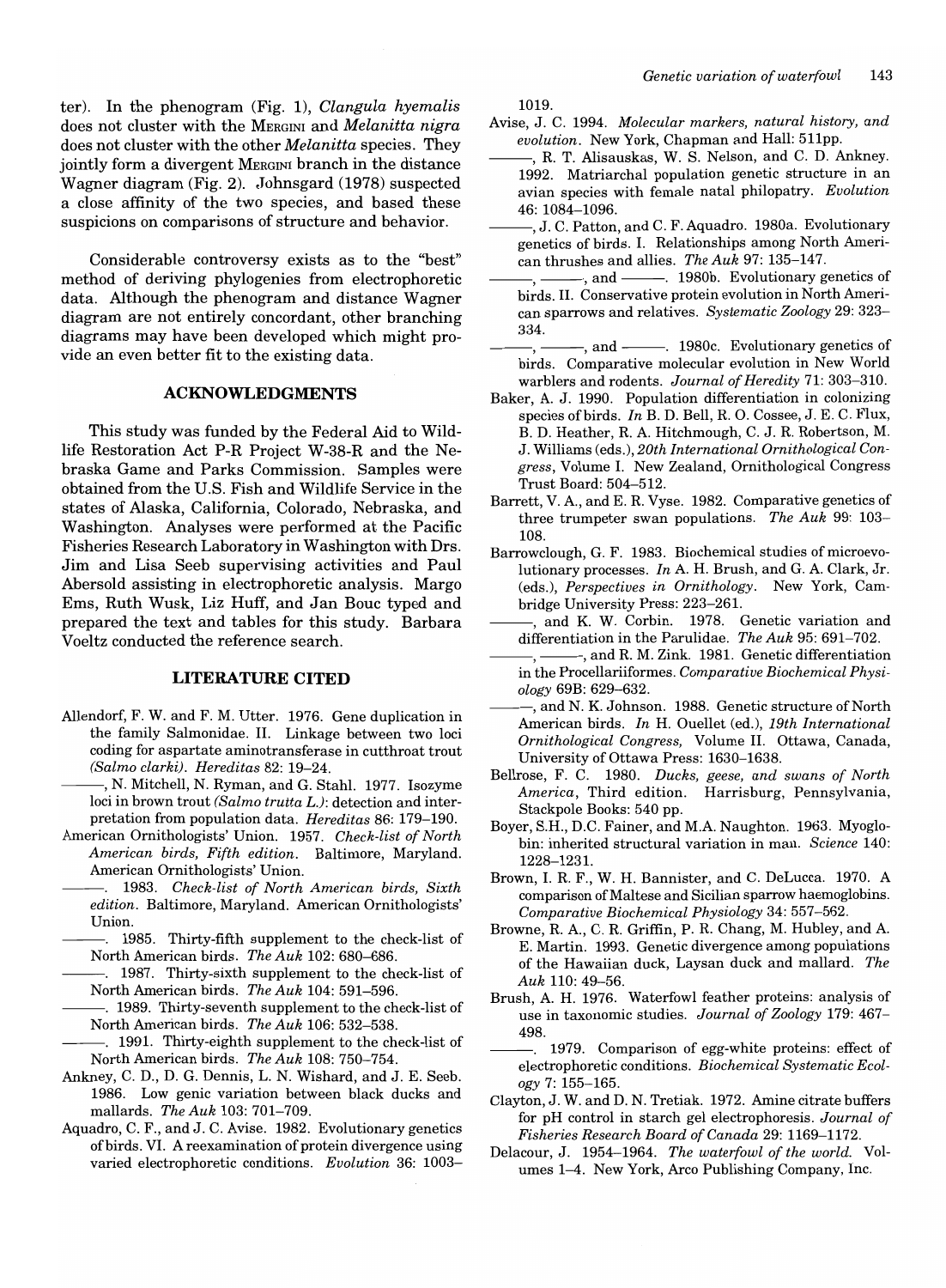ter). In the phenogram (Fig. 1), *Clangula hyemalis* does not cluster with the MERGINI and *Melanitta nigra* does not cluster with the other *Melanitta* species. They jointly form a divergent MERGINI branch in the distance Wagner diagram (Fig. 2). Johnsgard (1978) suspected a close affinity of the two species, and based these suspicions on comparisons of structure and behavior.

Considerable controversy exists as to the "best" method of deriving phylogenies from electrophoretic data. Although the phenogram and distance Wagner diagram are not entirely concordant, other branching diagrams may have been developed which might provide an even better fit to the existing data.

## ACKNOWLEDGMENTS

This study was funded by the Federal Aid to Wildlife Restoration Act P-R Project W-38-R and the Nebraska Game and Parks Commission. Samples were obtained from the U.S. Fish and Wildlife Service in the states of Alaska, California, Colorado, Nebraska, and Washington. Analyses were performed at the Pacific Fisheries Research Laboratory in Washington with Drs. Jim and Lisa Seeb supervising activities and Paul Abersold assisting in electrophoretic analysis. Margo Ems, Ruth Wusk, Liz Huff, and Jan Bouc typed and prepared the text and tables for this study. Barbara Voeltz conducted the reference search.

## LITERATURE CITED

Allendorf, F. W. and F. M. Utter. 1976. Gene duplication in the family Salmonidae. II. Linkage between two loci coding for aspartate aminotransferase in cutthroat trout *(Salmo clarki)*. *Hereditas* 82: 19–24.

———, N. Mitchell, N. Ryman, and G. Stahl. 1977. Isozyme loci in brown trout *(Salmo trutta L.)*: detection and interpretation from population data. *Hereditas* 86: 179–190.

American Ornithologists' Union. 1957. *Check-list of North American birds, Fifth edition*. Baltimore, Maryland. American Ornithologists' Union.

———. 1983. *Check-list of North American birds, Sixth edition*. Baltimore, Maryland. American Ornithologists' Union.

———. 1985. Thirty-fifth supplement to the check-list of North American birds. *The Auk* 102: 680–686.

———. 1987. Thirty-sixth supplement to the check-list of North American birds. *The Auk* 104: 591–596.

———. 1989. Thirty-seventh supplement to the check-list of North American birds. *The Auk* 106: 532–538.

———. 1991. Thirty-eighth supplement to the check-list of North American birds. *The Auk* 108: 750–754.

Ankney, C. D., D. G. Dennis, L. N. Wishard, and J. E. Seeb. 1986. Low genic variation between black ducks and mallards. *The Auk* 103: 701–709.

Aquadro, C. F., and J. C. Avise. 1982. Evolutionary genetics of birds. VI. A reexamination of protein divergence using varied electrophoretic conditions. *Evolution* 36: 1003–1019.

Avise, J. C. 1994. *Molecular markers, natural history, and evolution*. New York, Chapman and Hall: 511pp.

———, R. T. Alisauskas, W. S. Nelson, and C. D. Ankney. 1992. Matriarchal population genetic structure in an avian species with female natal philopatry. *Evolution* 46: 1084–1096.

———, J. C. Patton, and C. F. Aquadro. 1980a. Evolutionary genetics of birds. I. Relationships among North American thrushes and allies. *The Auk* 97: 135–147.

———, ———, and ———. 1980b. Evolutionary genetics of birds. II. Conservative protein evolution in North American sparrows and relatives. *Systematic Zoology* 29: 323–334.

———, ———, and ———. 1980c. Evolutionary genetics of birds. Comparative molecular evolution in New World warblers and rodents. *Journal of Heredity* 71: 303–310.

Baker, A. J. 1990. Population differentiation in colonizing species of birds. *In* B. D. Bell, R. O. Cossee, J. E. C. Flux, B. D. Heather, R. A. Hitchmough, C. J. R. Robertson, M. J. Williams (eds.), *20th International Ornithological Congress*, Volume I. New Zealand, Ornithological Congress Trust Board: 504–512.

Barrett, V. A., and E. R. Vyse. 1982. Comparative genetics of three trumpeter swan populations. *The Auk* 99: 103–108.

Barrowclough, G. F. 1983. Biochemical studies of microevolutionary processes. *In* A. H. Brush, and G. A. Clark, Jr. (eds.), *Perspectives in Ornithology*. New York, Cambridge University Press: 223–261.

———, and K. W. Corbin. 1978. Genetic variation and differentiation in the Parulidae. *The Auk* 95: 691–702.

———, ———, and R. M. Zink. 1981. Genetic differentiation in the Procellariiformes. *Comparative Biochemical Physiology* 69B: 629–632.

———, and N. K. Johnson. 1988. Genetic structure of North American birds. *In* H. Ouellet (ed.), *19th International Ornithological Congress*, Volume II. Ottawa, Canada, University of Ottawa Press: 1630–1638.

Bellrose, F. C. 1980. *Ducks, geese, and swans of North America*, Third edition. Harrisburg, Pennsylvania, Stackpole Books: 540 pp.

Boyer, S.H., D.C. Fainer, and M.A. Naughton. 1963. Myoglobin: inherited structural variation in man. *Science* 140: 1228–1231.

Brown, I. R. F., W. H. Bannister, and C. DeLucca. 1970. A comparison of Maltese and Sicilian sparrow haemoglobins. *Comparative Biochemical Physiology* 34: 557–562.

Browne, R. A., C. R. Griffin, P. R. Chang, M. Hubley, and A. E. Martin. 1993. Genetic divergence among populations of the Hawaiian duck, Laysan duck and mallard. *The Auk* 110: 49–56.

Brush, A. H. 1976. Waterfowl feather proteins: analysis of use in taxonomic studies. *Journal of Zoology* 179: 467–498.

———. 1979. Comparison of egg-white proteins: effect of electrophoretic conditions. *Biochemical Systematic Ecology* 7: 155–165.

Clayton, J. W. and D. N. Tretiak. 1972. Amine citrate buffers for pH control in starch gel electrophoresis. *Journal of Fisheries Research Board of Canada* 29: 1169–1172.

Delacour, J. 1954–1964. *The waterfowl of the world*. Volumes 1–4. New York, Arco Publishing Company, Inc.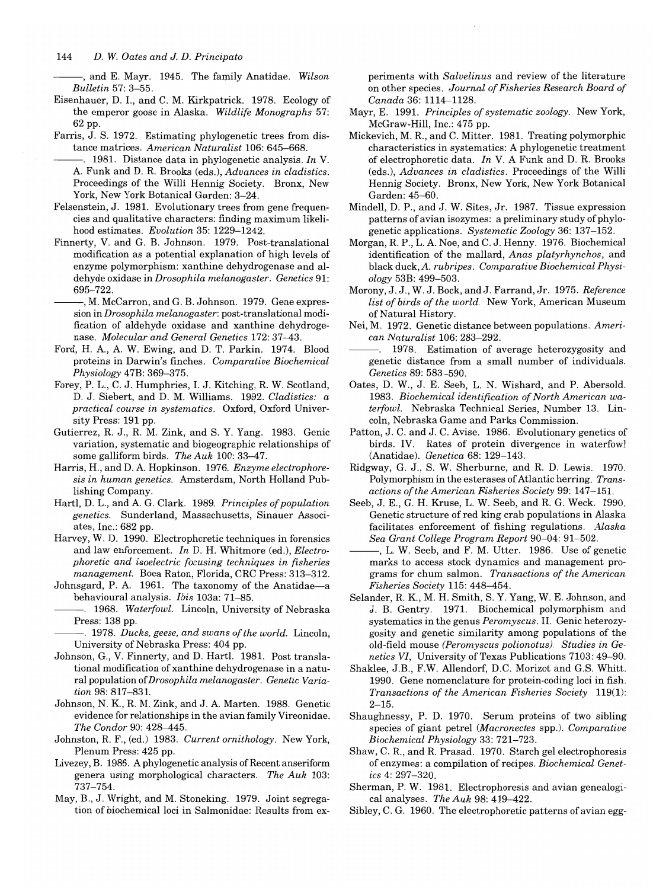———, and E. Mayr. 1945. The family Anatidae. *Wilson Bulletin* 57: 3–55.

Eisenhauer, D. I., and C. M. Kirkpatrick. 1978. Ecology of the emperor goose in Alaska. *Wildlife Monographs* 57: 62 pp.

Farris, J. S. 1972. Estimating phylogenetic trees from distance matrices. *American Naturalist* 106: 645–668.

———. 1981. Distance data in phylogenetic analysis. *In* V. A. Funk and D. R. Brooks (eds.), *Advances in cladistics.* Proceedings of the Willi Hennig Society. Bronx, New York, New York Botanical Garden: 3–24.

Felsenstein, J. 1981. Evolutionary trees from gene frequencies and qualitative characters: finding maximum likelihood estimates. *Evolution* 35: 1229–1242.

Finnerty, V. and G. B. Johnson. 1979. Post-translational modification as a potential explanation of high levels of enzyme polymorphism: xanthine dehydrogenase and aldehyde oxidase in *Drosophila melanogaster*. *Genetics* 91: 695–722.

———, M. McCarron, and G. B. Johnson. 1979. Gene expression in *Drosophila melanogaster*: post-translational modification of aldehyde oxidase and xanthine dehydrogenase. *Molecular and General Genetics* 172: 37–43.

Ford, H. A., A. W. Ewing, and D. T. Parkin. 1974. Blood proteins in Darwin's finches. *Comparative Biochemical Physiology* 47B: 369–375.

Forey, P. L., C. J. Humphries, I. J. Kitching, R. W. Scotland, D. J. Siebert, and D. M. Williams. 1992. *Cladistics: a practical course in systematics.* Oxford, Oxford University Press: 191 pp.

Gutierrez, R. J., R. M. Zink, and S. Y. Yang. 1983. Genic variation, systematic and biogeographic relationships of some galliform birds. *The Auk* 100: 33–47.

Harris, H., and D. A. Hopkinson. 1976. *Enzyme electrophoresis in human genetics.* Amsterdam, North Holland Publishing Company.

Hartl, D. L., and A. G. Clark. 1989. *Principles of population genetics.* Sunderland, Massachusetts, Sinauer Associates, Inc.: 682 pp.

Harvey, W. D. 1990. Electrophoretic techniques in forensics and law enforcement. *In* D. H. Whitmore (ed.), *Electrophoretic and isoelectric focusing techniques in fisheries management.* Boca Raton, Florida, CRC Press: 313–312.

Johnsgard, P. A. 1961. The taxonomy of the Anatidae—a behavioural analysis. *Ibis* 103a: 71–85.

———. 1968. *Waterfowl.* Lincoln, University of Nebraska Press: 138 pp.

———. 1978. *Ducks, geese, and swans of the world.* Lincoln, University of Nebraska Press: 404 pp.

Johnson, G., V. Finnerty, and D. Hartl. 1981. Post translational modification of xanthine dehydrogenase in a natural population of *Drosophila melanogaster*. *Genetic Variation* 98: 817–831.

Johnson, N. K., R. M. Zink, and J. A. Marten. 1988. Genetic evidence for relationships in the avian family Vireonidae. *The Condor* 90: 428–445.

Johnston, R. F., (ed.) 1983. *Current ornithology.* New York, Plenum Press: 425 pp.

Livezey, B. 1986. A phylogenetic analysis of Recent anseriform genera using morphological characters. *The Auk* 103: 737–754.

May, B., J. Wright, and M. Stoneking. 1979. Joint segregation of biochemical loci in Salmonidae: Results from experiments with *Salvelinus* and review of the literature on other species. *Journal of Fisheries Research Board of Canada* 36: 1114–1128.

Mayr, E. 1991. *Principles of systematic zoology.* New York, McGraw-Hill, Inc.: 475 pp.

Mickevich, M. R., and C. Mitter. 1981. Treating polymorphic characteristics in systematics: A phylogenetic treatment of electrophoretic data. *In* V. A Funk and D. R. Brooks (eds.), *Advances in cladistics.* Proceedings of the Willi Hennig Society. Bronx, New York, New York Botanical Garden: 45–60.

Mindell, D. P., and J. W. Sites, Jr. 1987. Tissue expression patterns of avian isozymes: a preliminary study of phylogenetic applications. *Systematic Zoology* 36: 137–152.

Morgan, R. P., L. A. Noe, and C. J. Henny. 1976. Biochemical identification of the mallard, *Anas platyrhynchos*, and black duck, *A. rubripes*. *Comparative Biochemical Physiology* 53B: 499–503.

Morony, J. J., W. J. Bock, and J. Farrand, Jr. 1975. *Reference list of birds of the world.* New York, American Museum of Natural History.

Nei, M. 1972. Genetic distance between populations. *American Naturalist* 106: 283–292.

———. 1978. Estimation of average heterozygosity and genetic distance from a small number of individuals. *Genetics* 89: 583–590.

Oates, D. W., J. E. Seeb, L. N. Wishard, and P. Abersold. 1983. *Biochemical identification of North American waterfowl.* Nebraska Technical Series, Number 13. Lincoln, Nebraska Game and Parks Commission.

Patton, J. C. and J. C. Avise. 1986. Evolutionary genetics of birds. IV. Rates of protein divergence in waterfowl (Anatidae). *Genetica* 68: 129–143.

Ridgway, G. J., S. W. Sherburne, and R. D. Lewis. 1970. Polymorphism in the esterases of Atlantic herring. *Transactions of the American Fisheries Society* 99: 147–151.

Seeb, J. E., G. H. Kruse, L. W. Seeb, and R. G. Weck. 1990. Genetic structure of red king crab populations in Alaska facilitates enforcement of fishing regulations. *Alaska Sea Grant College Program Report* 90–04: 91–502.

———, L. W. Seeb, and F. M. Utter. 1986. Use of genetic marks to access stock dynamics and management programs for chum salmon. *Transactions of the American Fisheries Society* 115: 448–454.

Selander, R. K., M. H. Smith, S. Y. Yang, W. E. Johnson, and J. B. Gentry. 1971. Biochemical polymorphism and systematics in the genus *Peromyscus*. II. Genic heterozygosity and genetic similarity among populations of the old-field mouse *(Peromyscus polionotus)*. *Studies in Genetics VI*, University of Texas Publications 7103: 49–90.

Shaklee, J.B., F.W. Allendorf, D.C. Morizot and G.S. Whitt. 1990. Gene nomenclature for protein-coding loci in fish. *Transactions of the American Fisheries Society* 119(1): 2–15.

Shaughnessy, P. D. 1970. Serum proteins of two sibling species of giant petrel (*Macronectes* spp.). *Comparative Biochemical Physiology* 33: 721–723.

Shaw, C. R., and R. Prasad. 1970. Starch gel electrophoresis of enzymes: a compilation of recipes. *Biochemical Genetics* 4: 297–320.

Sherman, P. W. 1981. Electrophoresis and avian genealogical analyses. *The Auk* 98: 419–422.

Sibley, C. G. 1960. The electrophoretic patterns of avian egg-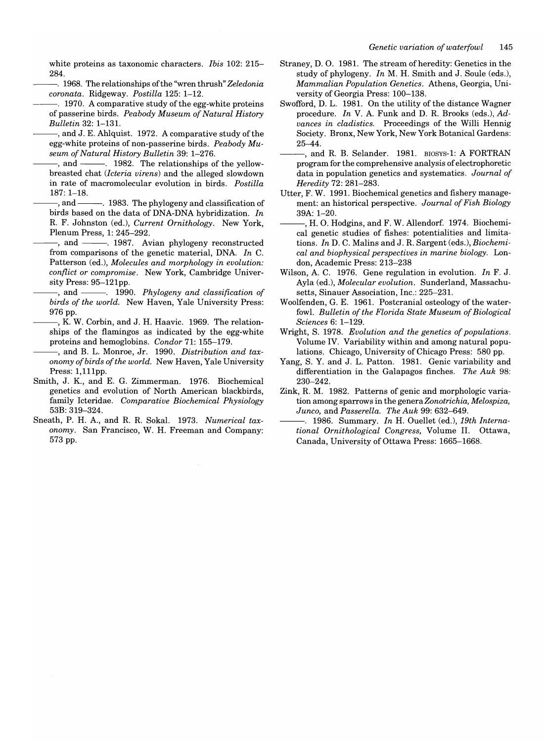white proteins as taxonomic characters. *Ibis* 102: 215–284.

———. 1968. The relationships of the "wren thrush" *Zeledonia coronata*. Ridgeway. *Postilla* 125: 1–12.

———. 1970. A comparative study of the egg-white proteins of passerine birds. *Peabody Museum of Natural History Bulletin* 32: 1–131.

———, and J. E. Ahlquist. 1972. A comparative study of the egg-white proteins of non-passerine birds. *Peabody Museum of Natural History Bulletin* 39: 1–276.

———, and ———. 1982. The relationships of the yellow-breasted chat (*Icteria virens*) and the alleged slowdown in rate of macromolecular evolution in birds. *Postilla* 187: 1–18.

———, and ———. 1983. The phylogeny and classification of birds based on the data of DNA-DNA hybridization. *In* R. F. Johnston (ed.), *Current Ornithology*. New York, Plenum Press, 1: 245–292.

———, and ———. 1987. Avian phylogeny reconstructed from comparisons of the genetic material, DNA. *In* C. Patterson (ed.), *Molecules and morphology in evolution: conflict or compromise*. New York, Cambridge University Press: 95–121pp.

———, and ———. 1990. *Phylogeny and classification of birds of the world*. New Haven, Yale University Press: 976 pp.

———, K. W. Corbin, and J. H. Haavic. 1969. The relationships of the flamingos as indicated by the egg-white proteins and hemoglobins. *Condor* 71: 155–179.

———, and B. L. Monroe, Jr. 1990. *Distribution and taxonomy of birds of the world*. New Haven, Yale University Press: 1,111pp.

Smith, J. K., and E. G. Zimmerman. 1976. Biochemical genetics and evolution of North American blackbirds, family Icteridae. *Comparative Biochemical Physiology* 53B: 319–324.

Sneath, P. H. A., and R. R. Sokal. 1973. *Numerical taxonomy*. San Francisco, W. H. Freeman and Company: 573 pp.

Straney, D. O. 1981. The stream of heredity: Genetics in the study of phylogeny. *In* M. H. Smith and J. Soule (eds.), *Mammalian Population Genetics*. Athens, Georgia, University of Georgia Press: 100–138.

Swofford, D. L. 1981. On the utility of the distance Wagner procedure. *In* V. A. Funk and D. R. Brooks (eds.), *Advances in cladistics*. Proceedings of the Willi Hennig Society. Bronx, New York, New York Botanical Gardens: 25–44.

———, and R. B. Selander. 1981. BIOSYS-1: A FORTRAN program for the comprehensive analysis of electrophoretic data in population genetics and systematics. *Journal of Heredity* 72: 281–283.

Utter, F. W. 1991. Biochemical genetics and fishery management: an historical perspective. *Journal of Fish Biology* 39A: 1–20.

———, H. O. Hodgins, and F. W. Allendorf. 1974. Biochemical genetic studies of fishes: potentialities and limitations. *In* D. C. Malins and J. R. Sargent (eds.), *Biochemical and biophysical perspectives in marine biology*. London, Academic Press: 213–238

Wilson, A. C. 1976. Gene regulation in evolution. *In* F. J. Ayla (ed.), *Molecular evolution*. Sunderland, Massachusetts, Sinauer Association, Inc.: 225–231.

Woolfenden, G. E. 1961. Postcranial osteology of the waterfowl. *Bulletin of the Florida State Museum of Biological Sciences* 6: 1–129.

Wright, S. 1978. *Evolution and the genetics of populations*. Volume IV. Variability within and among natural populations. Chicago, University of Chicago Press: 580 pp.

Yang, S. Y. and J. L. Patton. 1981. Genic variability and differentiation in the Galapagos finches. *The Auk* 98: 230–242.

Zink, R. M. 1982. Patterns of genic and morphologic variation among sparrows in the genera *Zonotrichia, Melospiza, Junco,* and *Passerella*. *The Auk* 99: 632–649.

———. 1986. Summary. *In* H. Ouellet (ed.), *19th International Ornithological Congress,* Volume II. Ottawa, Canada, University of Ottawa Press: 1665–1668.